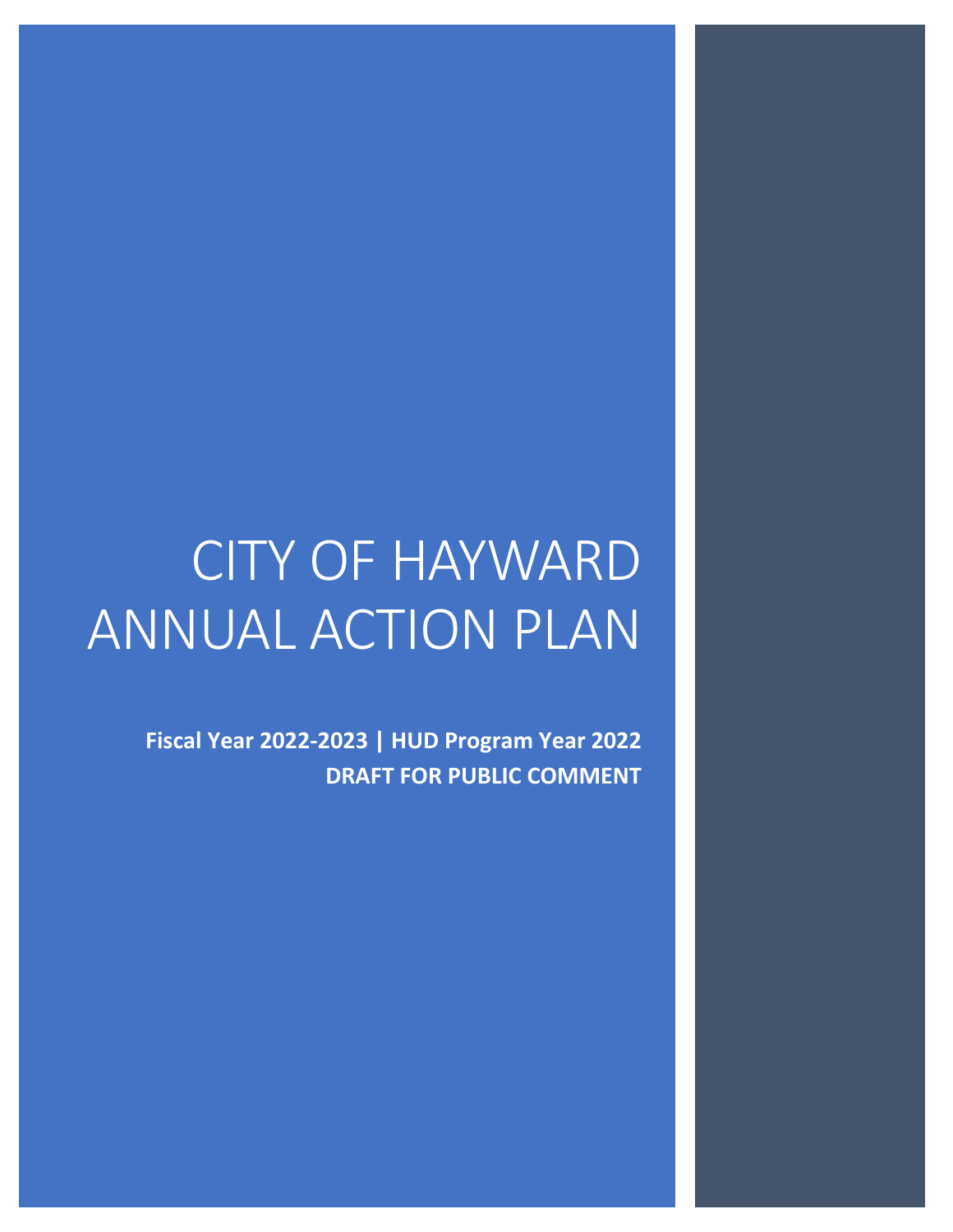# CITY OF HAYWARD ANNUAL ACTION PLAN

**Fiscal Year 2022-2023 | HUD Program Year 2022**

**DRAFT FOR PUBLIC COMMENT**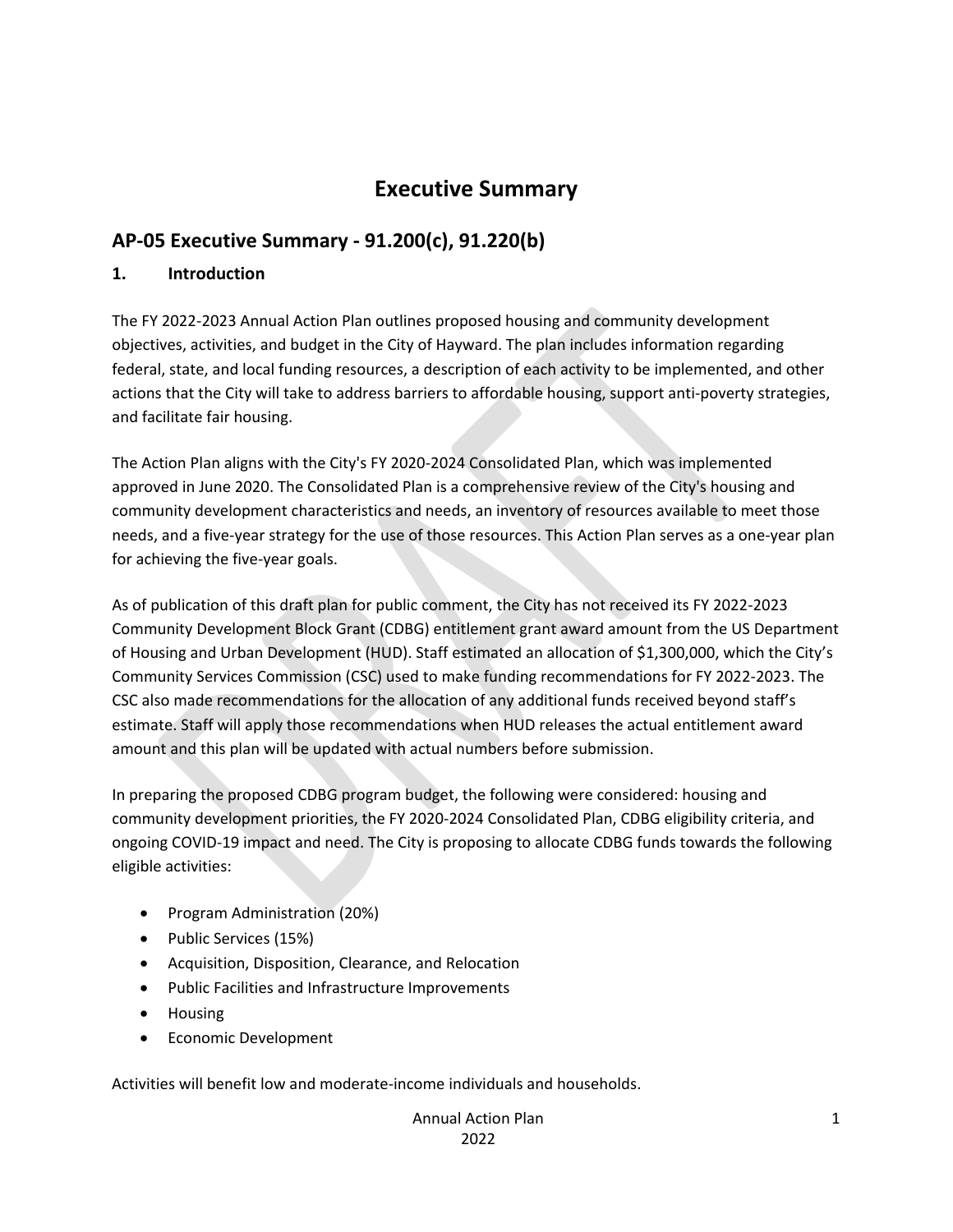# Executive Summary

## AP-05 Executive Summary - 91.200(c), 91.220(b)

### 1. Introduction

The FY 2022-2023 Annual Action Plan outlines proposed housing and community development objectives, activities, and budget in the City of Hayward. The plan includes information regarding federal, state, and local funding resources, a description of each activity to be implemented, and other actions that the City will take to address barriers to affordable housing, support anti-poverty strategies, and facilitate fair housing.

The Action Plan aligns with the City's FY 2020-2024 Consolidated Plan, which was implemented approved in June 2020. The Consolidated Plan is a comprehensive review of the City's housing and community development characteristics and needs, an inventory of resources available to meet those needs, and a five-year strategy for the use of those resources. This Action Plan serves as a one-year plan for achieving the five-year goals.

As of publication of this draft plan for public comment, the City has not received its FY 2022-2023 Community Development Block Grant (CDBG) entitlement grant award amount from the US Department of Housing and Urban Development (HUD). Staff estimated an allocation of $1,300,000, which the City's Community Services Commission (CSC) used to make funding recommendations for FY 2022-2023. The CSC also made recommendations for the allocation of any additional funds received beyond staff's estimate. Staff will apply those recommendations when HUD releases the actual entitlement award amount and this plan will be updated with actual numbers before submission.

In preparing the proposed CDBG program budget, the following were considered: housing and community development priorities, the FY 2020-2024 Consolidated Plan, CDBG eligibility criteria, and ongoing COVID-19 impact and need. The City is proposing to allocate CDBG funds towards the following eligible activities:

- Program Administration (20%)
- Public Services (15%)
- Acquisition, Disposition, Clearance, and Relocation
- Public Facilities and Infrastructure Improvements
- Housing
- Economic Development

Activities will benefit low and moderate-income individuals and households.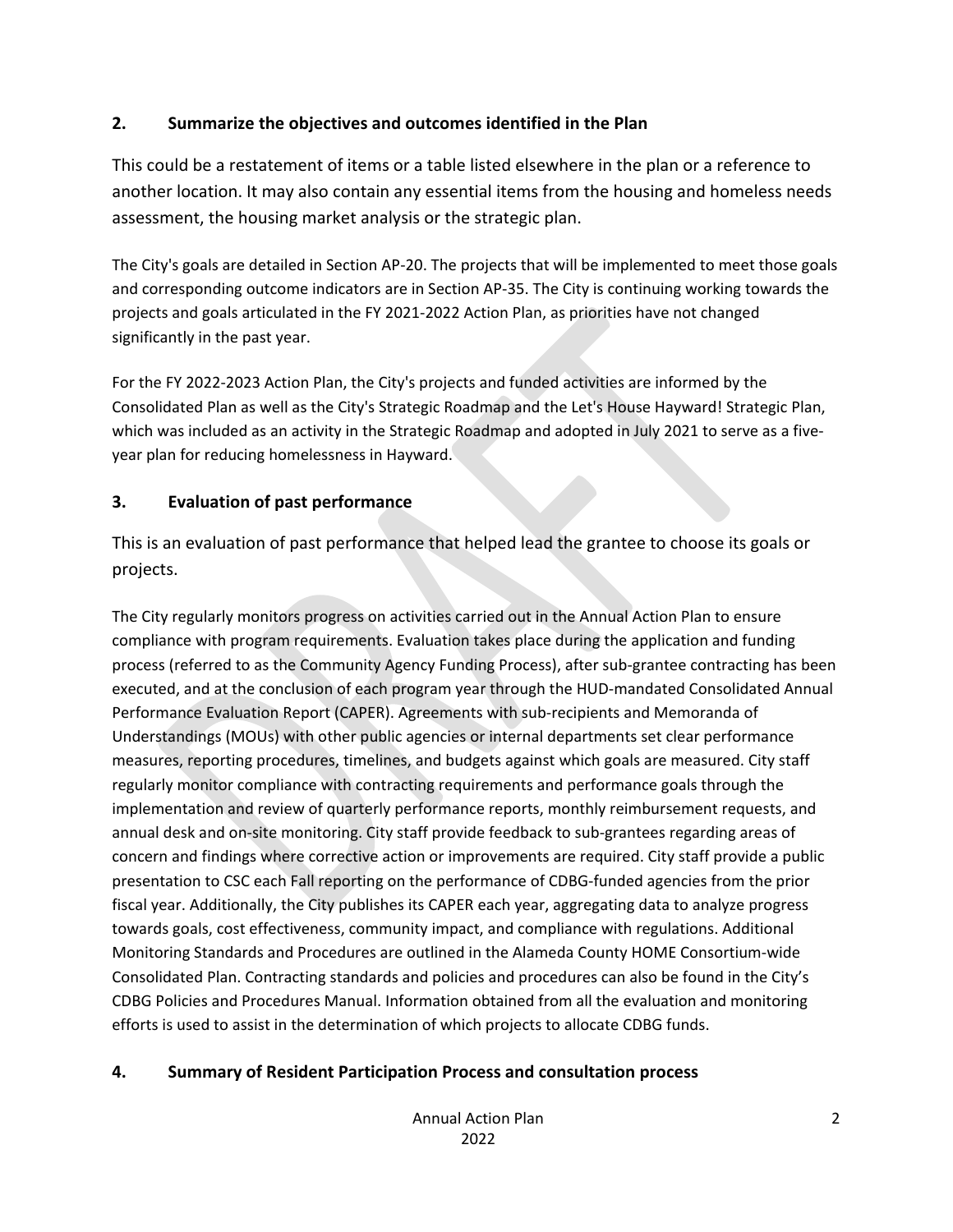## 2. Summarize the objectives and outcomes identified in the Plan

This could be a restatement of items or a table listed elsewhere in the plan or a reference to another location. It may also contain any essential items from the housing and homeless needs assessment, the housing market analysis or the strategic plan.

The City's goals are detailed in Section AP-20. The projects that will be implemented to meet those goals and corresponding outcome indicators are in Section AP-35. The City is continuing working towards the projects and goals articulated in the FY 2021-2022 Action Plan, as priorities have not changed significantly in the past year.

For the FY 2022-2023 Action Plan, the City's projects and funded activities are informed by the Consolidated Plan as well as the City's Strategic Roadmap and the Let's House Hayward! Strategic Plan, which was included as an activity in the Strategic Roadmap and adopted in July 2021 to serve as a five-year plan for reducing homelessness in Hayward.

## 3. Evaluation of past performance

This is an evaluation of past performance that helped lead the grantee to choose its goals or projects.

The City regularly monitors progress on activities carried out in the Annual Action Plan to ensure compliance with program requirements. Evaluation takes place during the application and funding process (referred to as the Community Agency Funding Process), after sub-grantee contracting has been executed, and at the conclusion of each program year through the HUD-mandated Consolidated Annual Performance Evaluation Report (CAPER). Agreements with sub-recipients and Memoranda of Understandings (MOUs) with other public agencies or internal departments set clear performance measures, reporting procedures, timelines, and budgets against which goals are measured. City staff regularly monitor compliance with contracting requirements and performance goals through the implementation and review of quarterly performance reports, monthly reimbursement requests, and annual desk and on-site monitoring. City staff provide feedback to sub-grantees regarding areas of concern and findings where corrective action or improvements are required. City staff provide a public presentation to CSC each Fall reporting on the performance of CDBG-funded agencies from the prior fiscal year. Additionally, the City publishes its CAPER each year, aggregating data to analyze progress towards goals, cost effectiveness, community impact, and compliance with regulations. Additional Monitoring Standards and Procedures are outlined in the Alameda County HOME Consortium-wide Consolidated Plan. Contracting standards and policies and procedures can also be found in the City's CDBG Policies and Procedures Manual. Information obtained from all the evaluation and monitoring efforts is used to assist in the determination of which projects to allocate CDBG funds.

## 4. Summary of Resident Participation Process and consultation process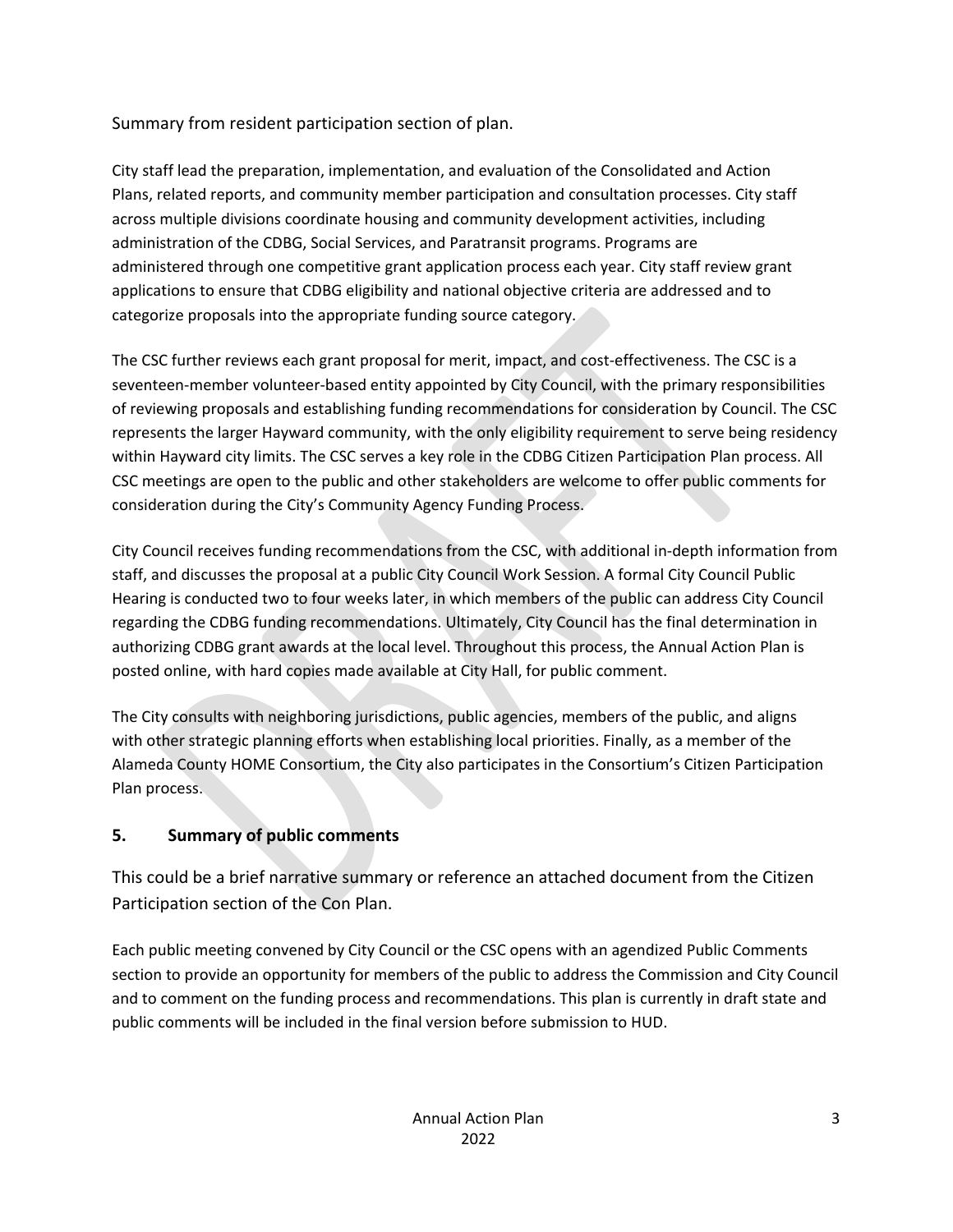Summary from resident participation section of plan.

City staff lead the preparation, implementation, and evaluation of the Consolidated and Action Plans, related reports, and community member participation and consultation processes. City staff across multiple divisions coordinate housing and community development activities, including administration of the CDBG, Social Services, and Paratransit programs. Programs are administered through one competitive grant application process each year. City staff review grant applications to ensure that CDBG eligibility and national objective criteria are addressed and to categorize proposals into the appropriate funding source category.

The CSC further reviews each grant proposal for merit, impact, and cost-effectiveness. The CSC is a seventeen-member volunteer-based entity appointed by City Council, with the primary responsibilities of reviewing proposals and establishing funding recommendations for consideration by Council. The CSC represents the larger Hayward community, with the only eligibility requirement to serve being residency within Hayward city limits. The CSC serves a key role in the CDBG Citizen Participation Plan process. All CSC meetings are open to the public and other stakeholders are welcome to offer public comments for consideration during the City's Community Agency Funding Process.

City Council receives funding recommendations from the CSC, with additional in-depth information from staff, and discusses the proposal at a public City Council Work Session. A formal City Council Public Hearing is conducted two to four weeks later, in which members of the public can address City Council regarding the CDBG funding recommendations. Ultimately, City Council has the final determination in authorizing CDBG grant awards at the local level. Throughout this process, the Annual Action Plan is posted online, with hard copies made available at City Hall, for public comment.

The City consults with neighboring jurisdictions, public agencies, members of the public, and aligns with other strategic planning efforts when establishing local priorities. Finally, as a member of the Alameda County HOME Consortium, the City also participates in the Consortium's Citizen Participation Plan process.

## 5. Summary of public comments

This could be a brief narrative summary or reference an attached document from the Citizen Participation section of the Con Plan.

Each public meeting convened by City Council or the CSC opens with an agendized Public Comments section to provide an opportunity for members of the public to address the Commission and City Council and to comment on the funding process and recommendations. This plan is currently in draft state and public comments will be included in the final version before submission to HUD.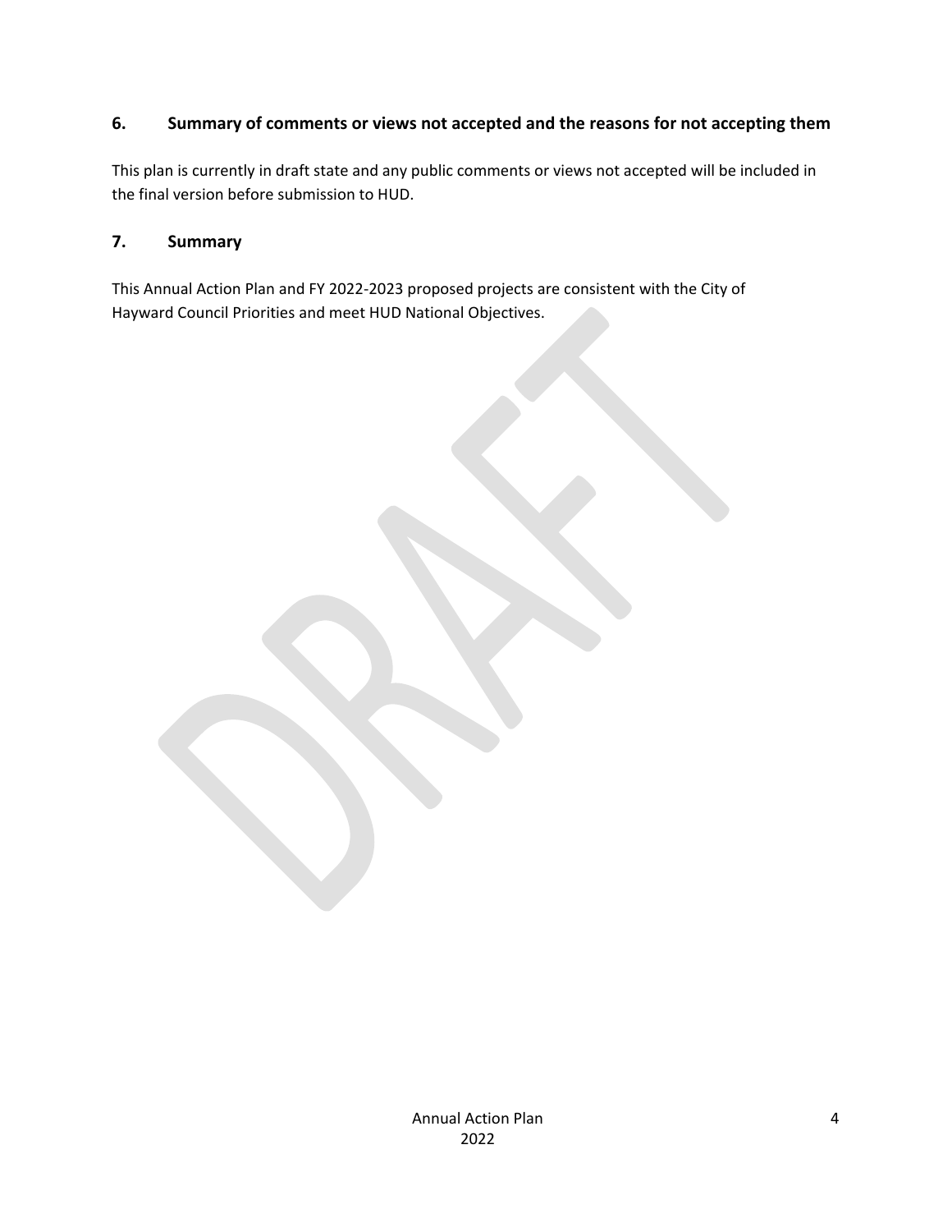## 6. Summary of comments or views not accepted and the reasons for not accepting them

This plan is currently in draft state and any public comments or views not accepted will be included in the final version before submission to HUD.

## 7. Summary

This Annual Action Plan and FY 2022-2023 proposed projects are consistent with the City of Hayward Council Priorities and meet HUD National Objectives.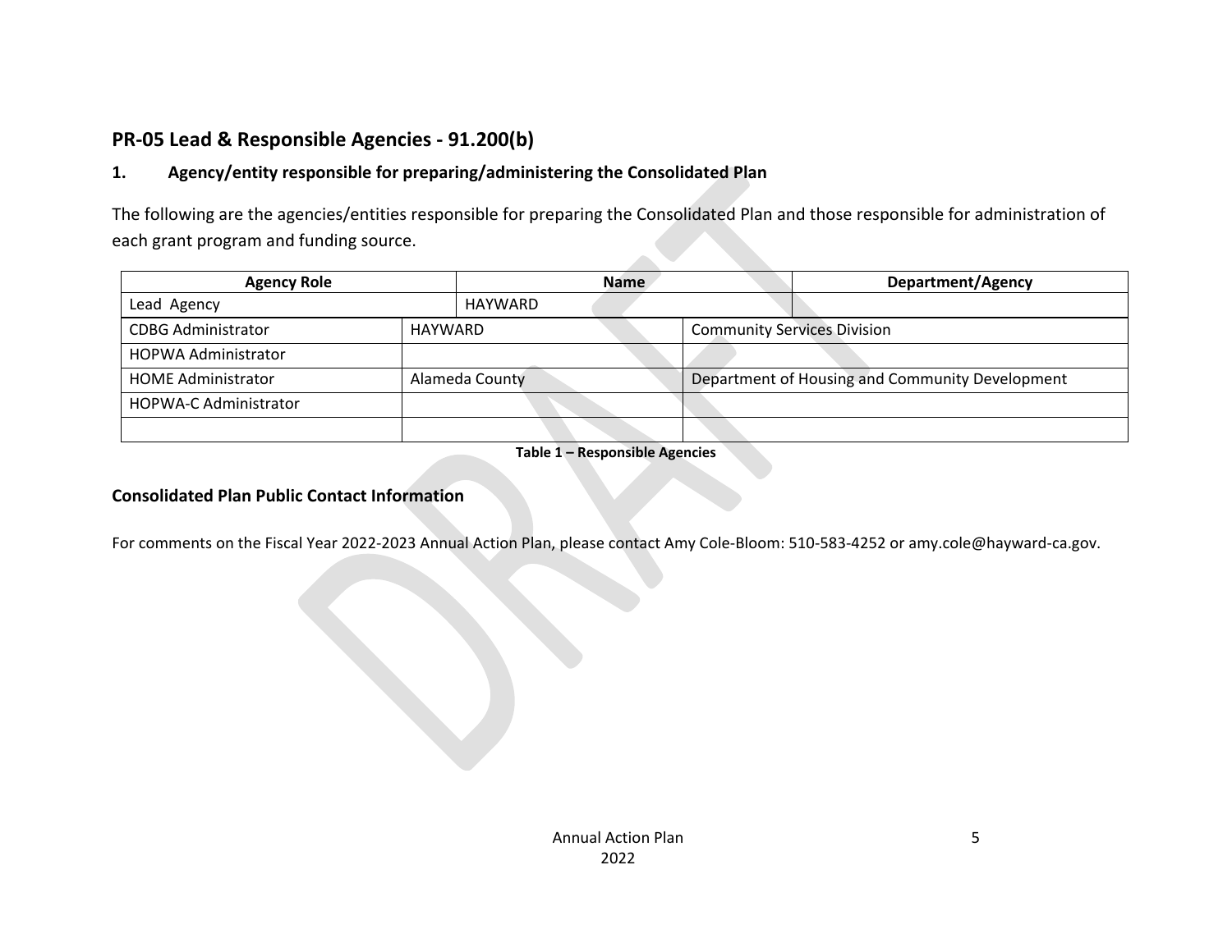## PR-05 Lead & Responsible Agencies - 91.200(b)

### 1. Agency/entity responsible for preparing/administering the Consolidated Plan

The following are the agencies/entities responsible for preparing the Consolidated Plan and those responsible for administration of each grant program and funding source.

| Agency Role | Name | Department/Agency |
|---|---|---|
| Lead Agency | HAYWARD | |
| CDBG Administrator | HAYWARD | Community Services Division |
| HOPWA Administrator | | |
| HOME Administrator | Alameda County | Department of Housing and Community Development |
| HOPWA-C Administrator | | |
| | | |

**Table 1 – Responsible Agencies**

### Consolidated Plan Public Contact Information

For comments on the Fiscal Year 2022-2023 Annual Action Plan, please contact Amy Cole-Bloom: 510-583-4252 or amy.cole@hayward-ca.gov.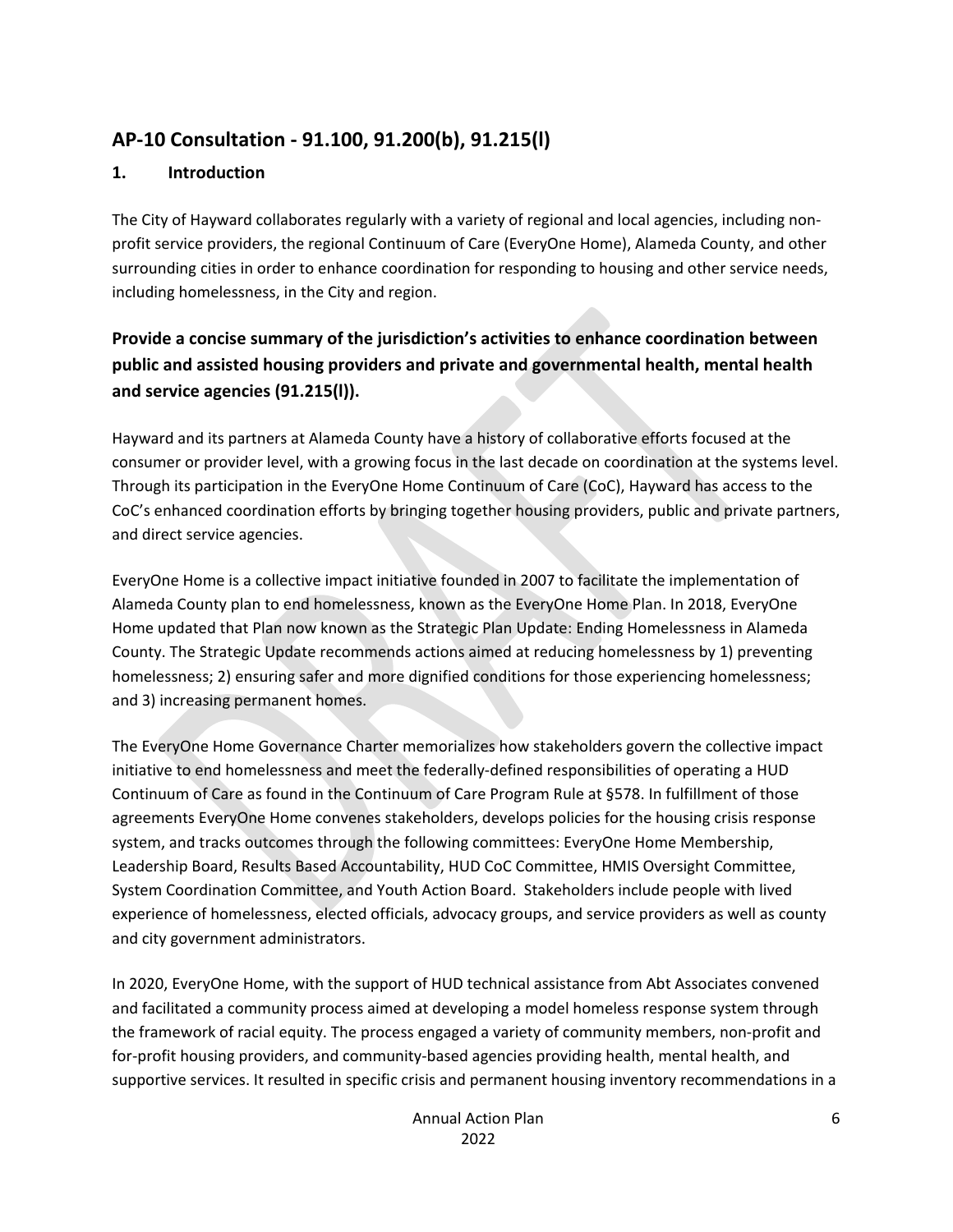## AP-10 Consultation - 91.100, 91.200(b), 91.215(l)

### 1. Introduction

The City of Hayward collaborates regularly with a variety of regional and local agencies, including non-profit service providers, the regional Continuum of Care (EveryOne Home), Alameda County, and other surrounding cities in order to enhance coordination for responding to housing and other service needs, including homelessness, in the City and region.

### Provide a concise summary of the jurisdiction's activities to enhance coordination between public and assisted housing providers and private and governmental health, mental health and service agencies (91.215(l)).

Hayward and its partners at Alameda County have a history of collaborative efforts focused at the consumer or provider level, with a growing focus in the last decade on coordination at the systems level. Through its participation in the EveryOne Home Continuum of Care (CoC), Hayward has access to the CoC's enhanced coordination efforts by bringing together housing providers, public and private partners, and direct service agencies.

EveryOne Home is a collective impact initiative founded in 2007 to facilitate the implementation of Alameda County plan to end homelessness, known as the EveryOne Home Plan. In 2018, EveryOne Home updated that Plan now known as the Strategic Plan Update: Ending Homelessness in Alameda County. The Strategic Update recommends actions aimed at reducing homelessness by 1) preventing homelessness; 2) ensuring safer and more dignified conditions for those experiencing homelessness; and 3) increasing permanent homes.

The EveryOne Home Governance Charter memorializes how stakeholders govern the collective impact initiative to end homelessness and meet the federally-defined responsibilities of operating a HUD Continuum of Care as found in the Continuum of Care Program Rule at §578. In fulfillment of those agreements EveryOne Home convenes stakeholders, develops policies for the housing crisis response system, and tracks outcomes through the following committees: EveryOne Home Membership, Leadership Board, Results Based Accountability, HUD CoC Committee, HMIS Oversight Committee, System Coordination Committee, and Youth Action Board. Stakeholders include people with lived experience of homelessness, elected officials, advocacy groups, and service providers as well as county and city government administrators.

In 2020, EveryOne Home, with the support of HUD technical assistance from Abt Associates convened and facilitated a community process aimed at developing a model homeless response system through the framework of racial equity. The process engaged a variety of community members, non-profit and for-profit housing providers, and community-based agencies providing health, mental health, and supportive services. It resulted in specific crisis and permanent housing inventory recommendations in a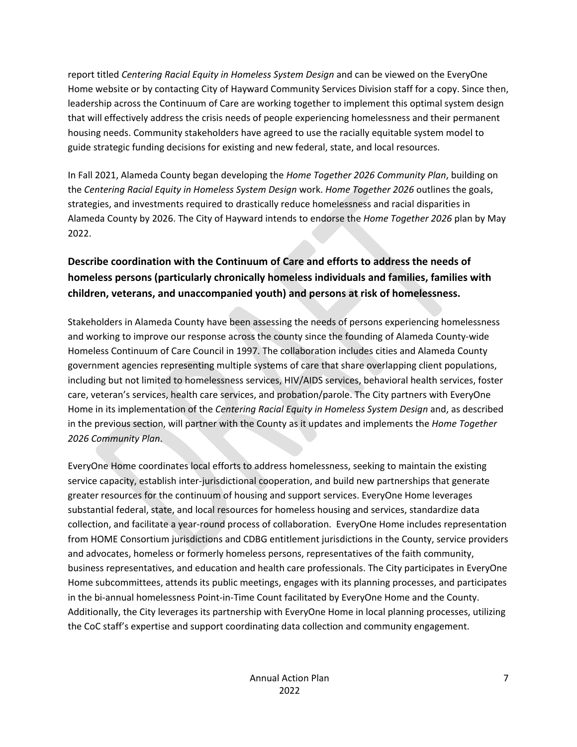report titled *Centering Racial Equity in Homeless System Design* and can be viewed on the EveryOne Home website or by contacting City of Hayward Community Services Division staff for a copy. Since then, leadership across the Continuum of Care are working together to implement this optimal system design that will effectively address the crisis needs of people experiencing homelessness and their permanent housing needs. Community stakeholders have agreed to use the racially equitable system model to guide strategic funding decisions for existing and new federal, state, and local resources.

In Fall 2021, Alameda County began developing the *Home Together 2026 Community Plan*, building on the *Centering Racial Equity in Homeless System Design* work. *Home Together 2026* outlines the goals, strategies, and investments required to drastically reduce homelessness and racial disparities in Alameda County by 2026. The City of Hayward intends to endorse the *Home Together 2026* plan by May 2022.

## Describe coordination with the Continuum of Care and efforts to address the needs of homeless persons (particularly chronically homeless individuals and families, families with children, veterans, and unaccompanied youth) and persons at risk of homelessness.

Stakeholders in Alameda County have been assessing the needs of persons experiencing homelessness and working to improve our response across the county since the founding of Alameda County-wide Homeless Continuum of Care Council in 1997. The collaboration includes cities and Alameda County government agencies representing multiple systems of care that share overlapping client populations, including but not limited to homelessness services, HIV/AIDS services, behavioral health services, foster care, veteran's services, health care services, and probation/parole. The City partners with EveryOne Home in its implementation of the *Centering Racial Equity in Homeless System Design* and, as described in the previous section, will partner with the County as it updates and implements the *Home Together 2026 Community Plan*.

EveryOne Home coordinates local efforts to address homelessness, seeking to maintain the existing service capacity, establish inter-jurisdictional cooperation, and build new partnerships that generate greater resources for the continuum of housing and support services. EveryOne Home leverages substantial federal, state, and local resources for homeless housing and services, standardize data collection, and facilitate a year-round process of collaboration. EveryOne Home includes representation from HOME Consortium jurisdictions and CDBG entitlement jurisdictions in the County, service providers and advocates, homeless or formerly homeless persons, representatives of the faith community, business representatives, and education and health care professionals. The City participates in EveryOne Home subcommittees, attends its public meetings, engages with its planning processes, and participates in the bi-annual homelessness Point-in-Time Count facilitated by EveryOne Home and the County. Additionally, the City leverages its partnership with EveryOne Home in local planning processes, utilizing the CoC staff's expertise and support coordinating data collection and community engagement.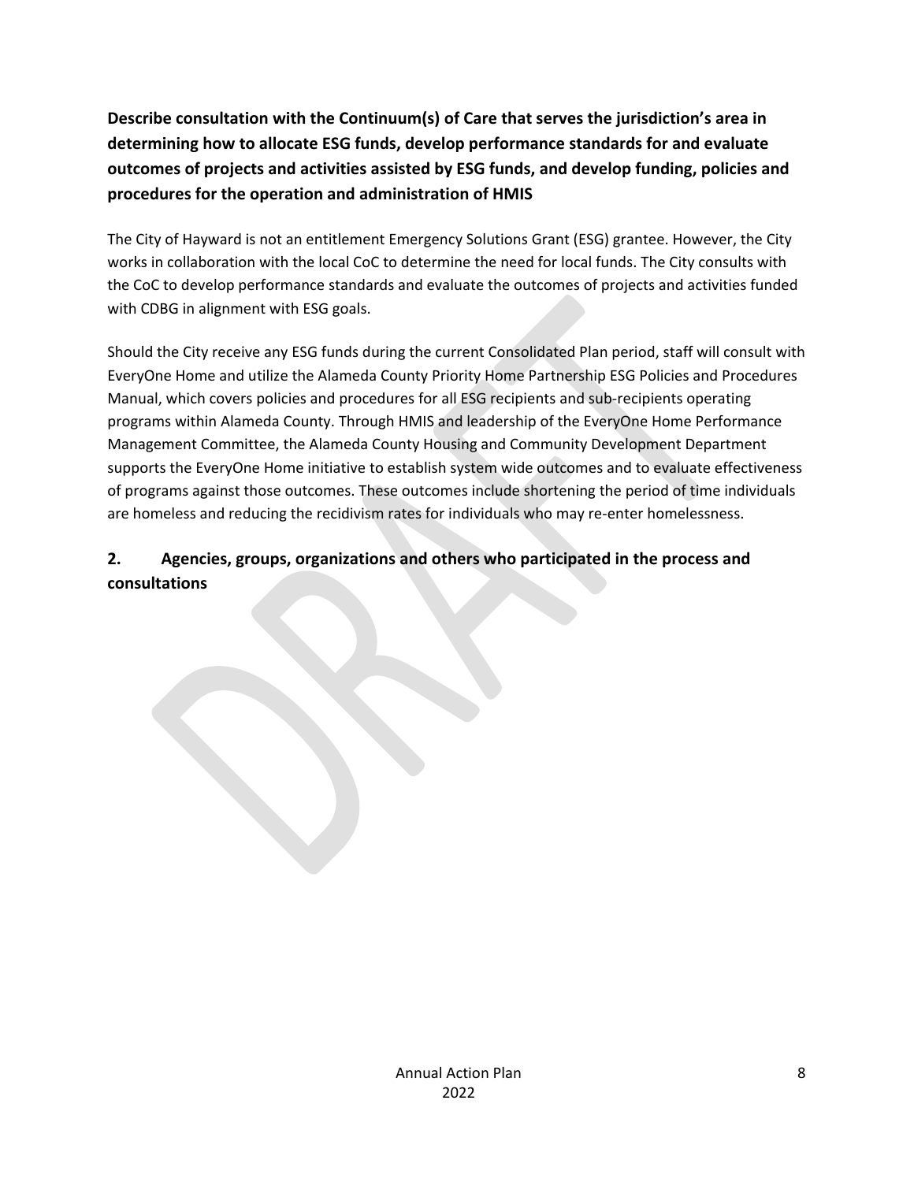**Describe consultation with the Continuum(s) of Care that serves the jurisdiction's area in determining how to allocate ESG funds, develop performance standards for and evaluate outcomes of projects and activities assisted by ESG funds, and develop funding, policies and procedures for the operation and administration of HMIS**

The City of Hayward is not an entitlement Emergency Solutions Grant (ESG) grantee. However, the City works in collaboration with the local CoC to determine the need for local funds. The City consults with the CoC to develop performance standards and evaluate the outcomes of projects and activities funded with CDBG in alignment with ESG goals.

Should the City receive any ESG funds during the current Consolidated Plan period, staff will consult with EveryOne Home and utilize the Alameda County Priority Home Partnership ESG Policies and Procedures Manual, which covers policies and procedures for all ESG recipients and sub-recipients operating programs within Alameda County. Through HMIS and leadership of the EveryOne Home Performance Management Committee, the Alameda County Housing and Community Development Department supports the EveryOne Home initiative to establish system wide outcomes and to evaluate effectiveness of programs against those outcomes. These outcomes include shortening the period of time individuals are homeless and reducing the recidivism rates for individuals who may re-enter homelessness.

## 2. Agencies, groups, organizations and others who participated in the process and consultations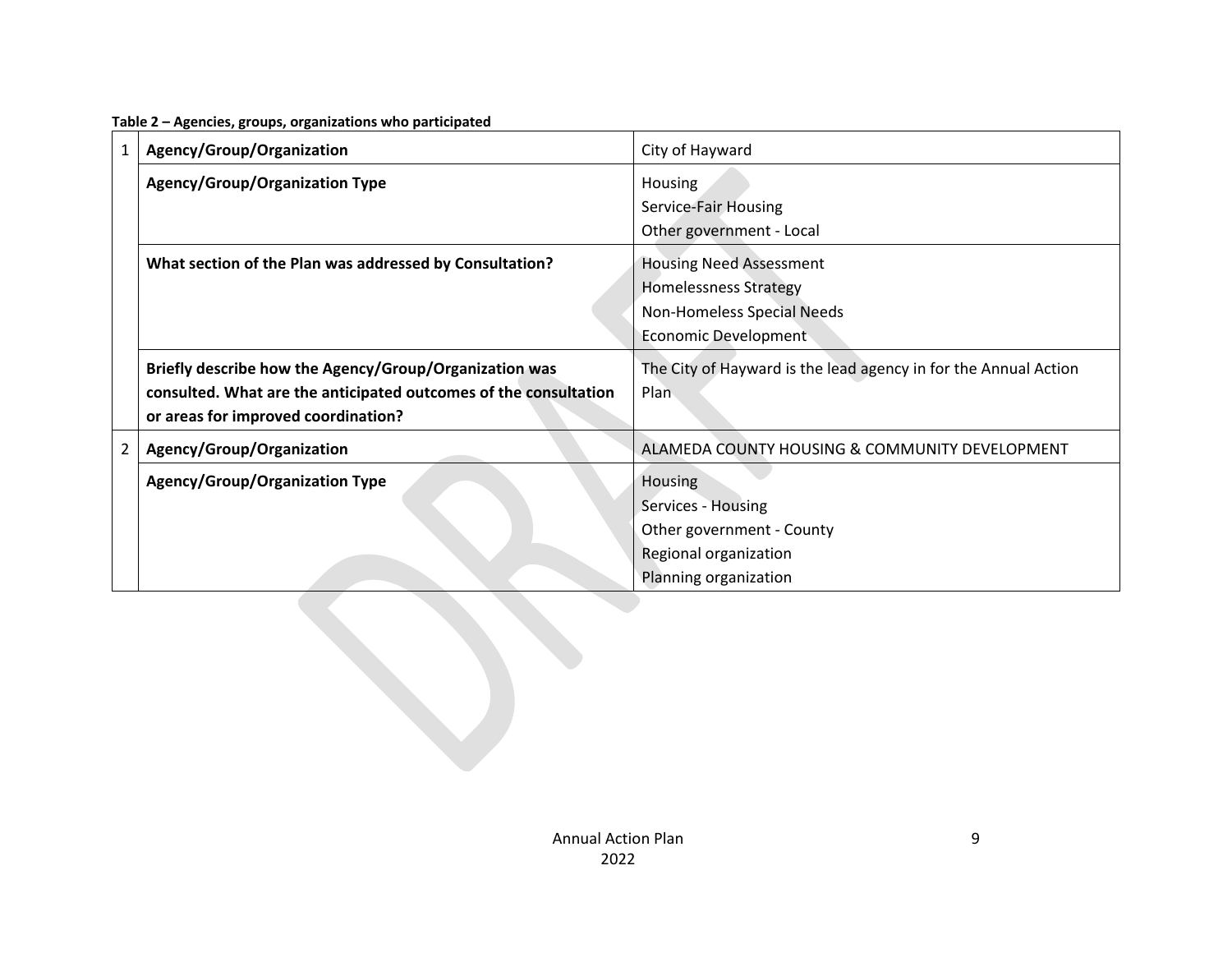**Table 2 – Agencies, groups, organizations who participated**

| | | |
|---|---|---|
| 1 | **Agency/Group/Organization** | City of Hayward |
| | **Agency/Group/Organization Type** | Housing<br>Service-Fair Housing<br>Other government - Local |
| | **What section of the Plan was addressed by Consultation?** | Housing Need Assessment<br>Homelessness Strategy<br>Non-Homeless Special Needs<br>Economic Development |
| | **Briefly describe how the Agency/Group/Organization was consulted. What are the anticipated outcomes of the consultation or areas for improved coordination?** | The City of Hayward is the lead agency in for the Annual Action Plan |
| 2 | **Agency/Group/Organization** | ALAMEDA COUNTY HOUSING & COMMUNITY DEVELOPMENT |
| | **Agency/Group/Organization Type** | Housing<br>Services - Housing<br>Other government - County<br>Regional organization<br>Planning organization |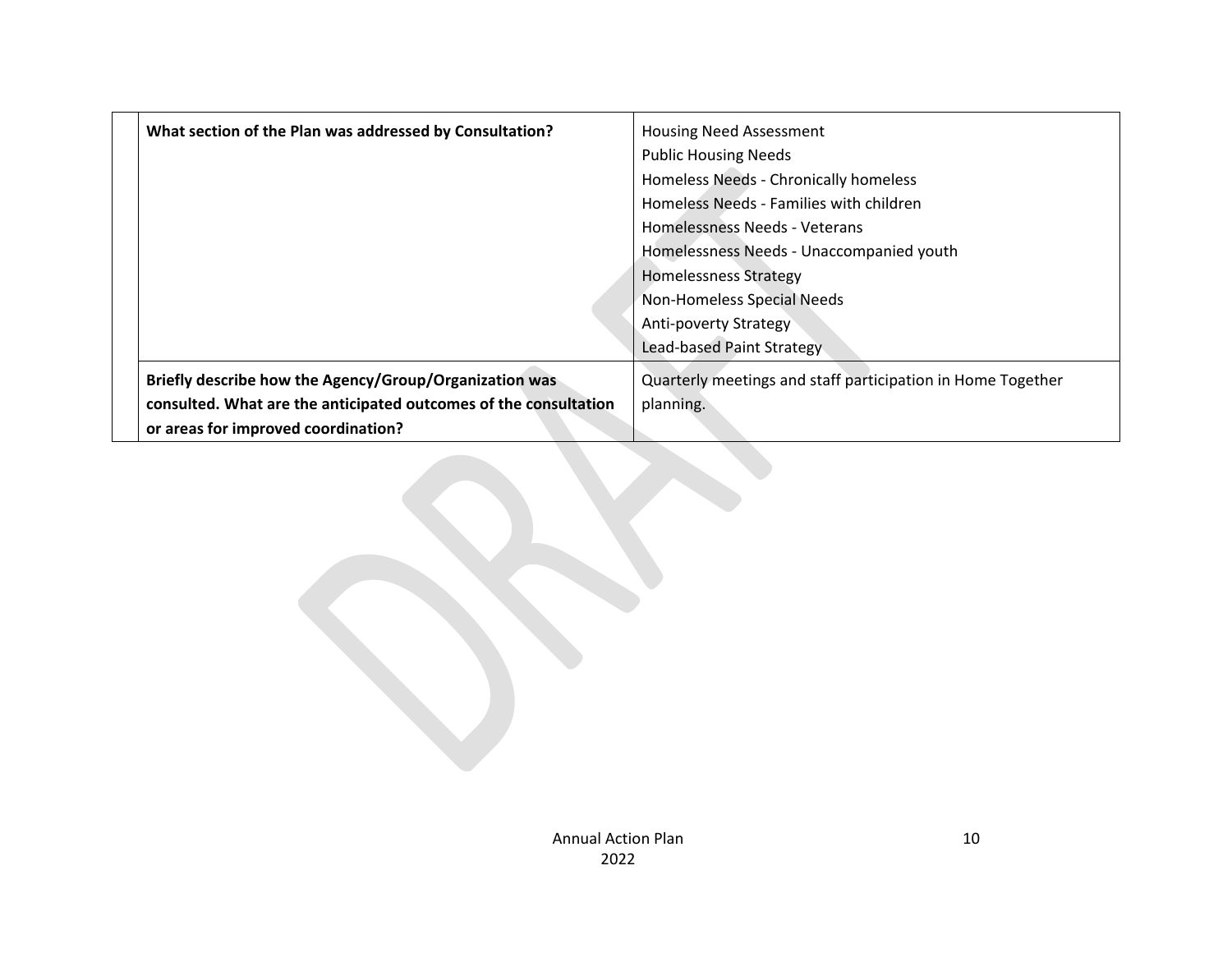| | | |
|---|---|---|
| | **What section of the Plan was addressed by Consultation?** | Housing Need Assessment<br>Public Housing Needs<br>Homeless Needs - Chronically homeless<br>Homeless Needs - Families with children<br>Homelessness Needs - Veterans<br>Homelessness Needs - Unaccompanied youth<br>Homelessness Strategy<br>Non-Homeless Special Needs<br>Anti-poverty Strategy<br>Lead-based Paint Strategy |
| | **Briefly describe how the Agency/Group/Organization was consulted. What are the anticipated outcomes of the consultation or areas for improved coordination?** | Quarterly meetings and staff participation in Home Together planning. |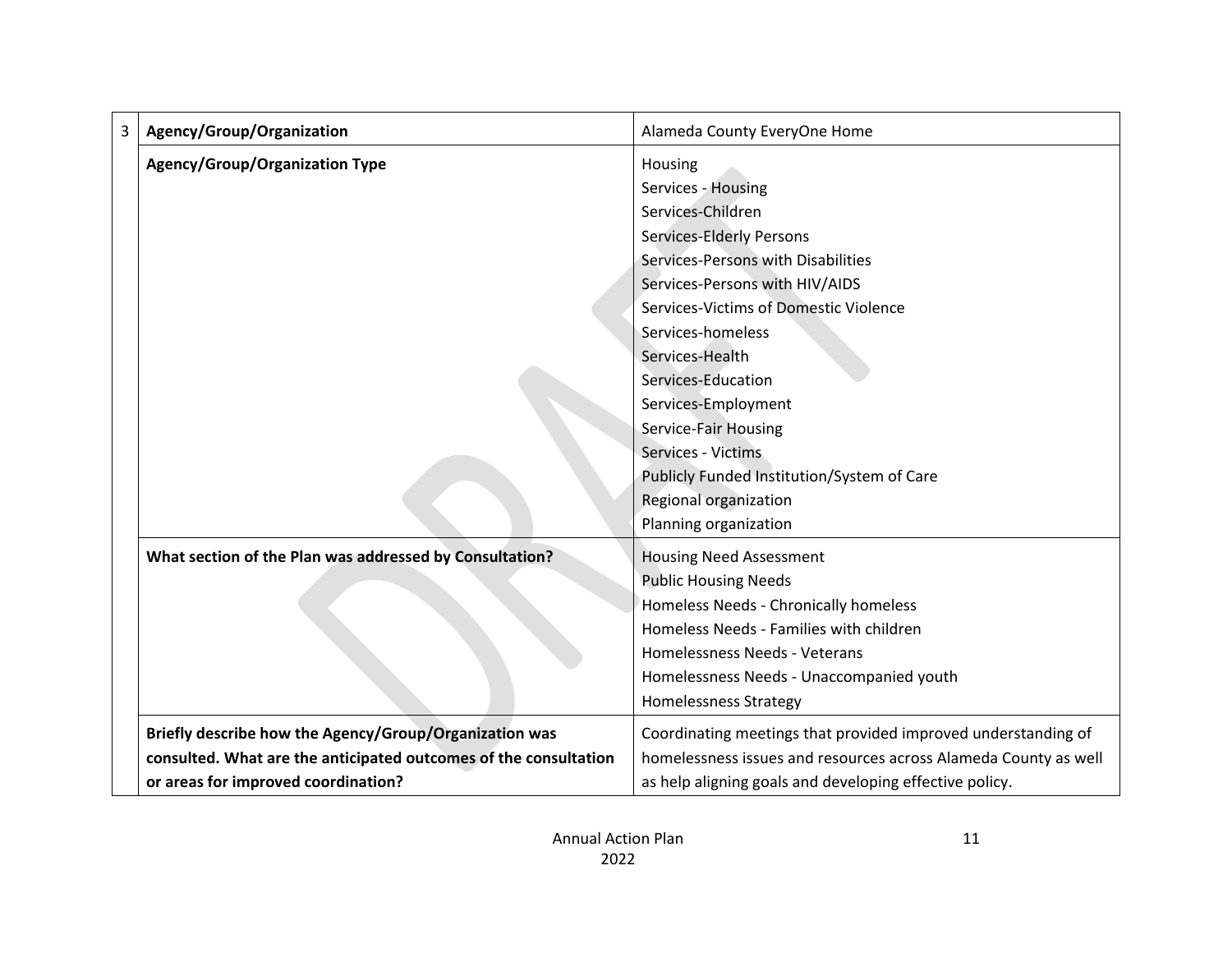| 3 | Agency/Group/Organization | Alameda County EveryOne Home |
|---|---|---|
| | **Agency/Group/Organization Type** | Housing<br>Services - Housing<br>Services-Children<br>Services-Elderly Persons<br>Services-Persons with Disabilities<br>Services-Persons with HIV/AIDS<br>Services-Victims of Domestic Violence<br>Services-homeless<br>Services-Health<br>Services-Education<br>Services-Employment<br>Service-Fair Housing<br>Services - Victims<br>Publicly Funded Institution/System of Care<br>Regional organization<br>Planning organization |
| | **What section of the Plan was addressed by Consultation?** | Housing Need Assessment<br>Public Housing Needs<br>Homeless Needs - Chronically homeless<br>Homeless Needs - Families with children<br>Homelessness Needs - Veterans<br>Homelessness Needs - Unaccompanied youth<br>Homelessness Strategy |
| | **Briefly describe how the Agency/Group/Organization was consulted. What are the anticipated outcomes of the consultation or areas for improved coordination?** | Coordinating meetings that provided improved understanding of homelessness issues and resources across Alameda County as well as help aligning goals and developing effective policy. |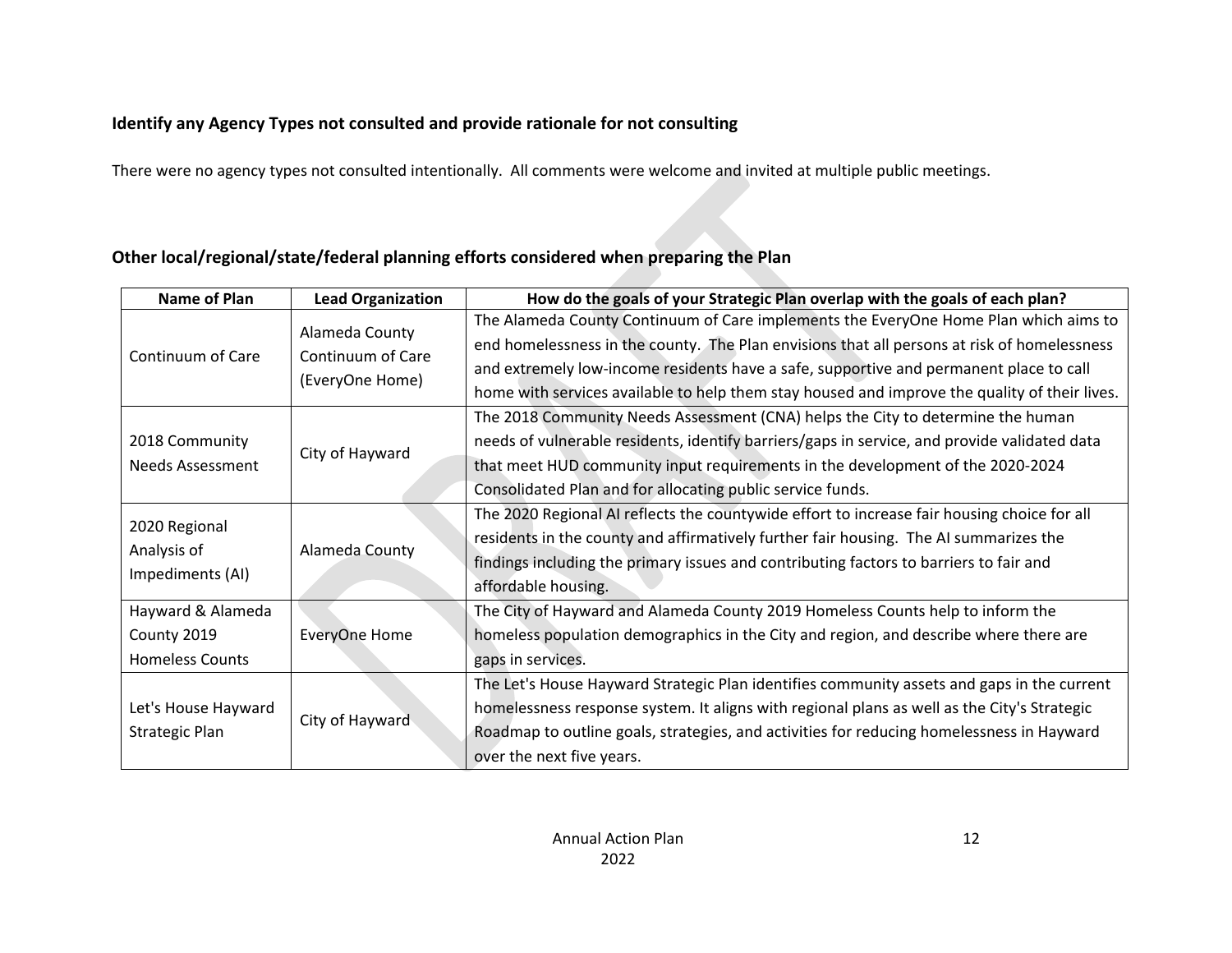### Identify any Agency Types not consulted and provide rationale for not consulting

There were no agency types not consulted intentionally. All comments were welcome and invited at multiple public meetings.

### Other local/regional/state/federal planning efforts considered when preparing the Plan

| Name of Plan | Lead Organization | How do the goals of your Strategic Plan overlap with the goals of each plan? |
|---|---|---|
| Continuum of Care | Alameda County Continuum of Care (EveryOne Home) | The Alameda County Continuum of Care implements the EveryOne Home Plan which aims to end homelessness in the county. The Plan envisions that all persons at risk of homelessness and extremely low-income residents have a safe, supportive and permanent place to call home with services available to help them stay housed and improve the quality of their lives. |
| 2018 Community Needs Assessment | City of Hayward | The 2018 Community Needs Assessment (CNA) helps the City to determine the human needs of vulnerable residents, identify barriers/gaps in service, and provide validated data that meet HUD community input requirements in the development of the 2020-2024 Consolidated Plan and for allocating public service funds. |
| 2020 Regional Analysis of Impediments (AI) | Alameda County | The 2020 Regional AI reflects the countywide effort to increase fair housing choice for all residents in the county and affirmatively further fair housing. The AI summarizes the findings including the primary issues and contributing factors to barriers to fair and affordable housing. |
| Hayward & Alameda County 2019 Homeless Counts | EveryOne Home | The City of Hayward and Alameda County 2019 Homeless Counts help to inform the homeless population demographics in the City and region, and describe where there are gaps in services. |
| Let's House Hayward Strategic Plan | City of Hayward | The Let's House Hayward Strategic Plan identifies community assets and gaps in the current homelessness response system. It aligns with regional plans as well as the City's Strategic Roadmap to outline goals, strategies, and activities for reducing homelessness in Hayward over the next five years. |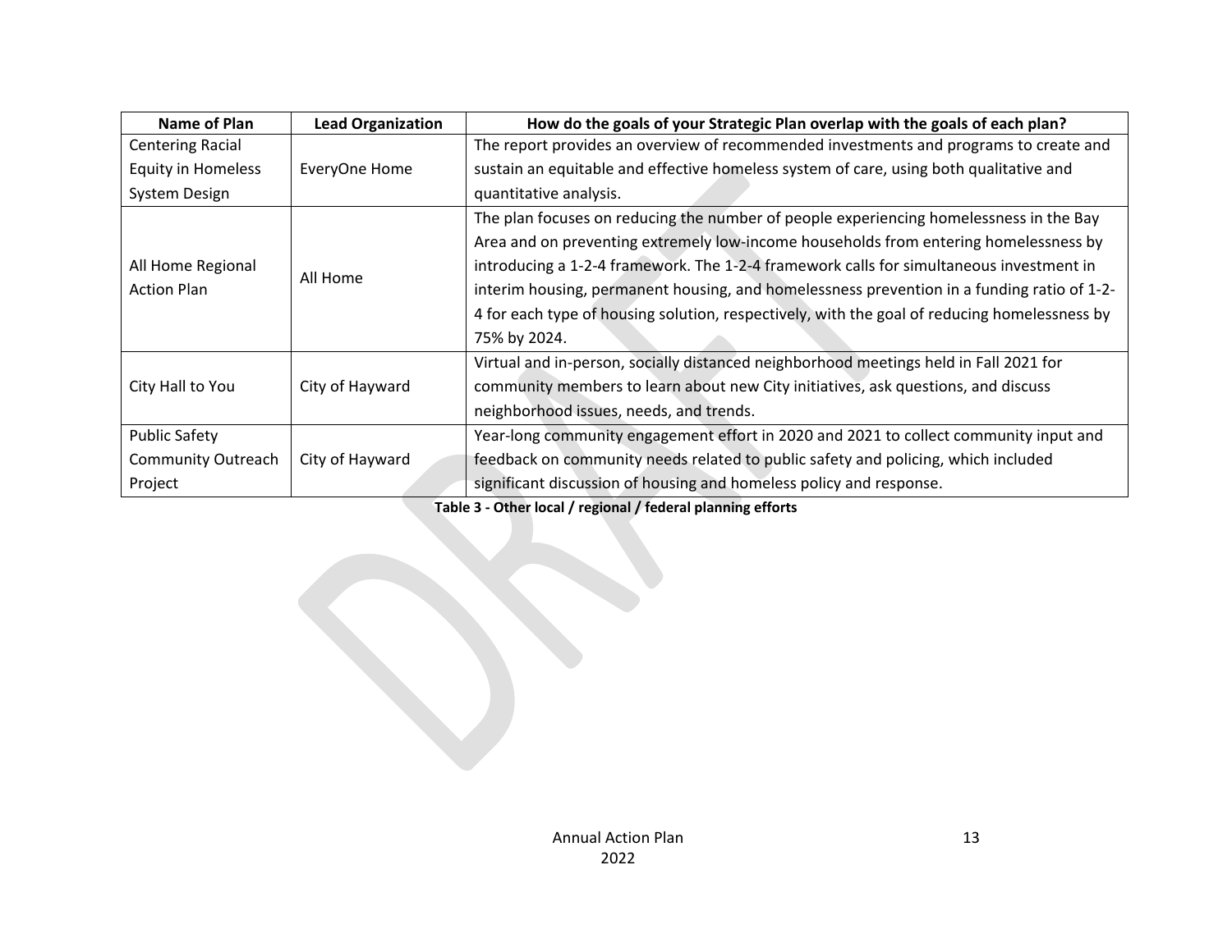| Name of Plan | Lead Organization | How do the goals of your Strategic Plan overlap with the goals of each plan? |
|---|---|---|
| Centering Racial Equity in Homeless System Design | EveryOne Home | The report provides an overview of recommended investments and programs to create and sustain an equitable and effective homeless system of care, using both qualitative and quantitative analysis. |
| All Home Regional Action Plan | All Home | The plan focuses on reducing the number of people experiencing homelessness in the Bay Area and on preventing extremely low-income households from entering homelessness by introducing a 1-2-4 framework. The 1-2-4 framework calls for simultaneous investment in interim housing, permanent housing, and homelessness prevention in a funding ratio of 1-2-4 for each type of housing solution, respectively, with the goal of reducing homelessness by 75% by 2024. |
| City Hall to You | City of Hayward | Virtual and in-person, socially distanced neighborhood meetings held in Fall 2021 for community members to learn about new City initiatives, ask questions, and discuss neighborhood issues, needs, and trends. |
| Public Safety Community Outreach Project | City of Hayward | Year-long community engagement effort in 2020 and 2021 to collect community input and feedback on community needs related to public safety and policing, which included significant discussion of housing and homeless policy and response. |

**Table 3 - Other local / regional / federal planning efforts**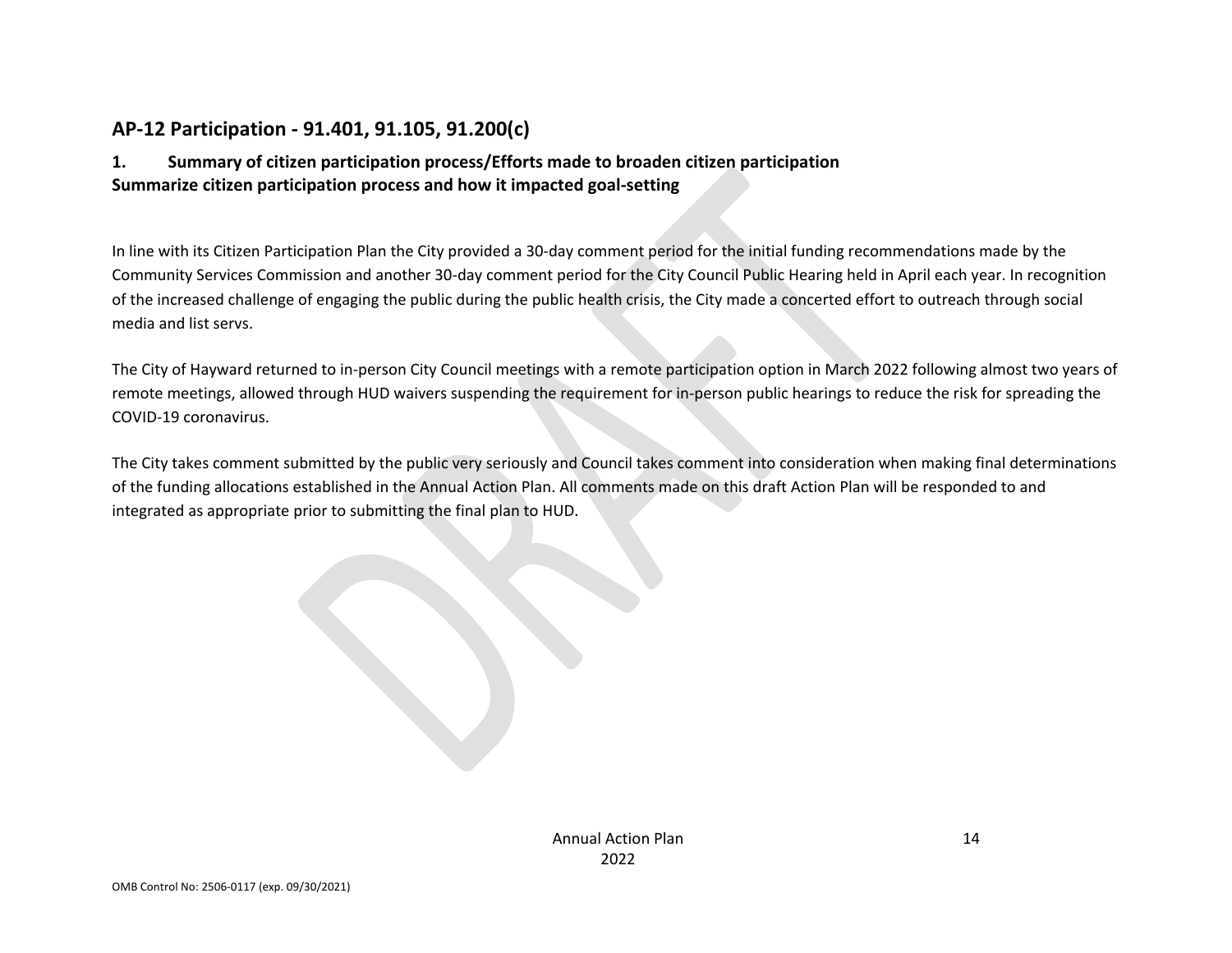## AP-12 Participation - 91.401, 91.105, 91.200(c)

### 1. Summary of citizen participation process/Efforts made to broaden citizen participation

**Summarize citizen participation process and how it impacted goal-setting**

In line with its Citizen Participation Plan the City provided a 30-day comment period for the initial funding recommendations made by the Community Services Commission and another 30-day comment period for the City Council Public Hearing held in April each year. In recognition of the increased challenge of engaging the public during the public health crisis, the City made a concerted effort to outreach through social media and list servs.

The City of Hayward returned to in-person City Council meetings with a remote participation option in March 2022 following almost two years of remote meetings, allowed through HUD waivers suspending the requirement for in-person public hearings to reduce the risk for spreading the COVID-19 coronavirus.

The City takes comment submitted by the public very seriously and Council takes comment into consideration when making final determinations of the funding allocations established in the Annual Action Plan. All comments made on this draft Action Plan will be responded to and integrated as appropriate prior to submitting the final plan to HUD.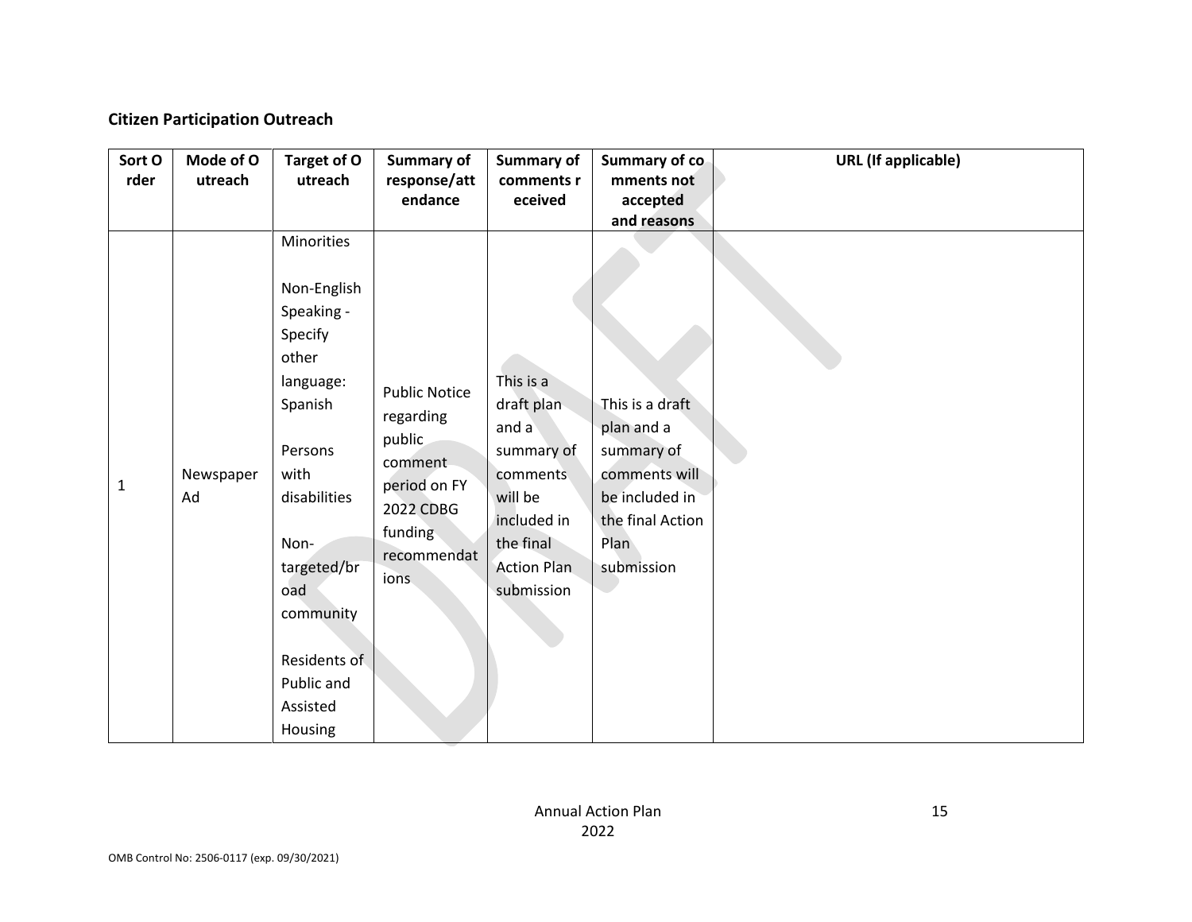**Citizen Participation Outreach**

| Sort Order | Mode of Outreach | Target of Outreach | Summary of response/attendance | Summary of comments received | Summary of comments not accepted and reasons | URL (If applicable) |
|---|---|---|---|---|---|---|
| 1 | Newspaper Ad | Minorities<br><br>Non-English Speaking - Specify other language: Spanish<br><br>Persons with disabilities<br><br>Non-targeted/broad community<br><br>Residents of Public and Assisted Housing | Public Notice regarding public comment period on FY 2022 CDBG funding recommendations | This is a draft plan and a summary of comments will be included in the final Action Plan submission | This is a draft plan and a summary of comments will be included in the final Action Plan submission | |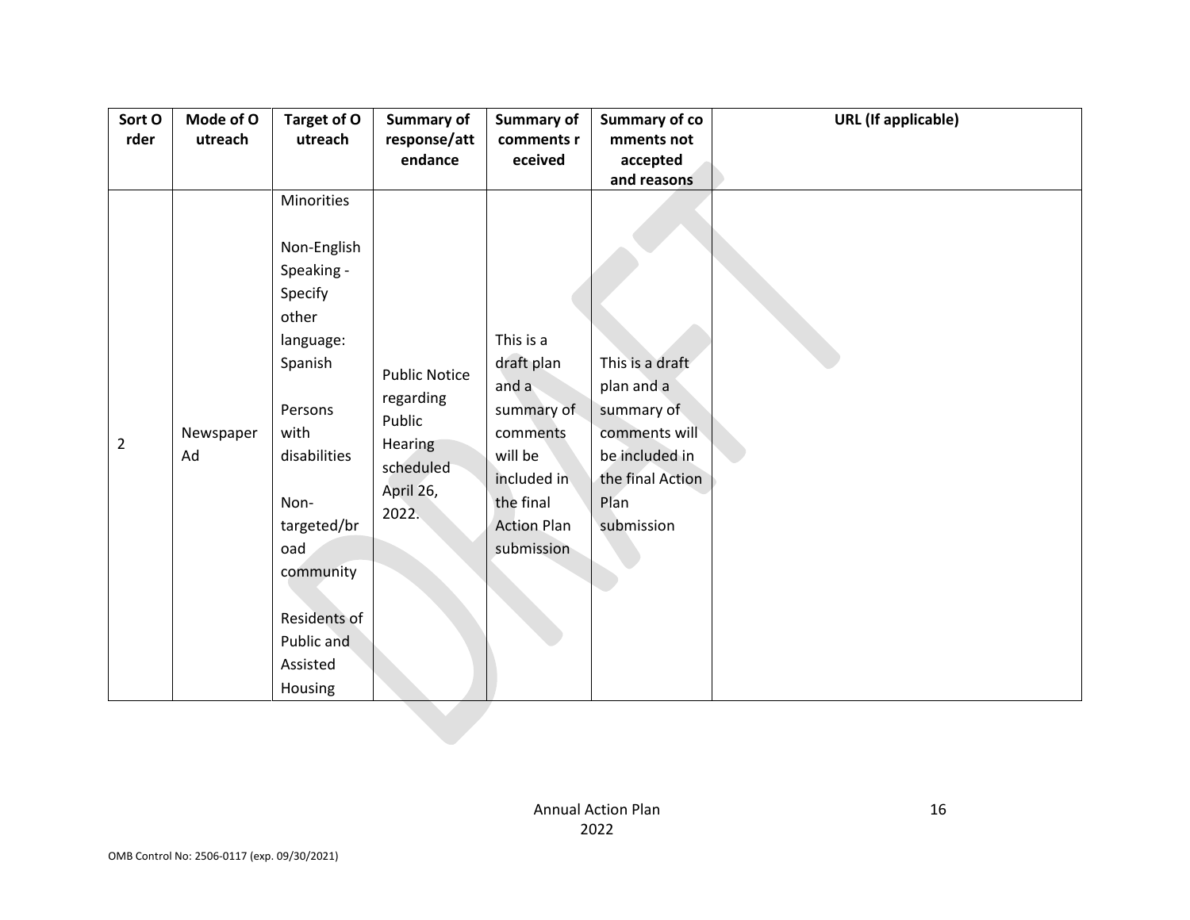| Sort Order | Mode of Outreach | Target of Outreach | Summary of response/attendance | Summary of comments received | Summary of comments not accepted and reasons | URL (If applicable) |
|---|---|---|---|---|---|---|
| 2 | Newspaper Ad | Minorities<br><br>Non-English Speaking - Specify other language: Spanish<br><br>Persons with disabilities<br><br>Non-targeted/broad community<br><br>Residents of Public and Assisted Housing | Public Notice regarding Public Hearing scheduled April 26, 2022. | This is a draft plan and a summary of comments will be included in the final Action Plan submission | This is a draft plan and a summary of comments will be included in the final Action Plan submission | |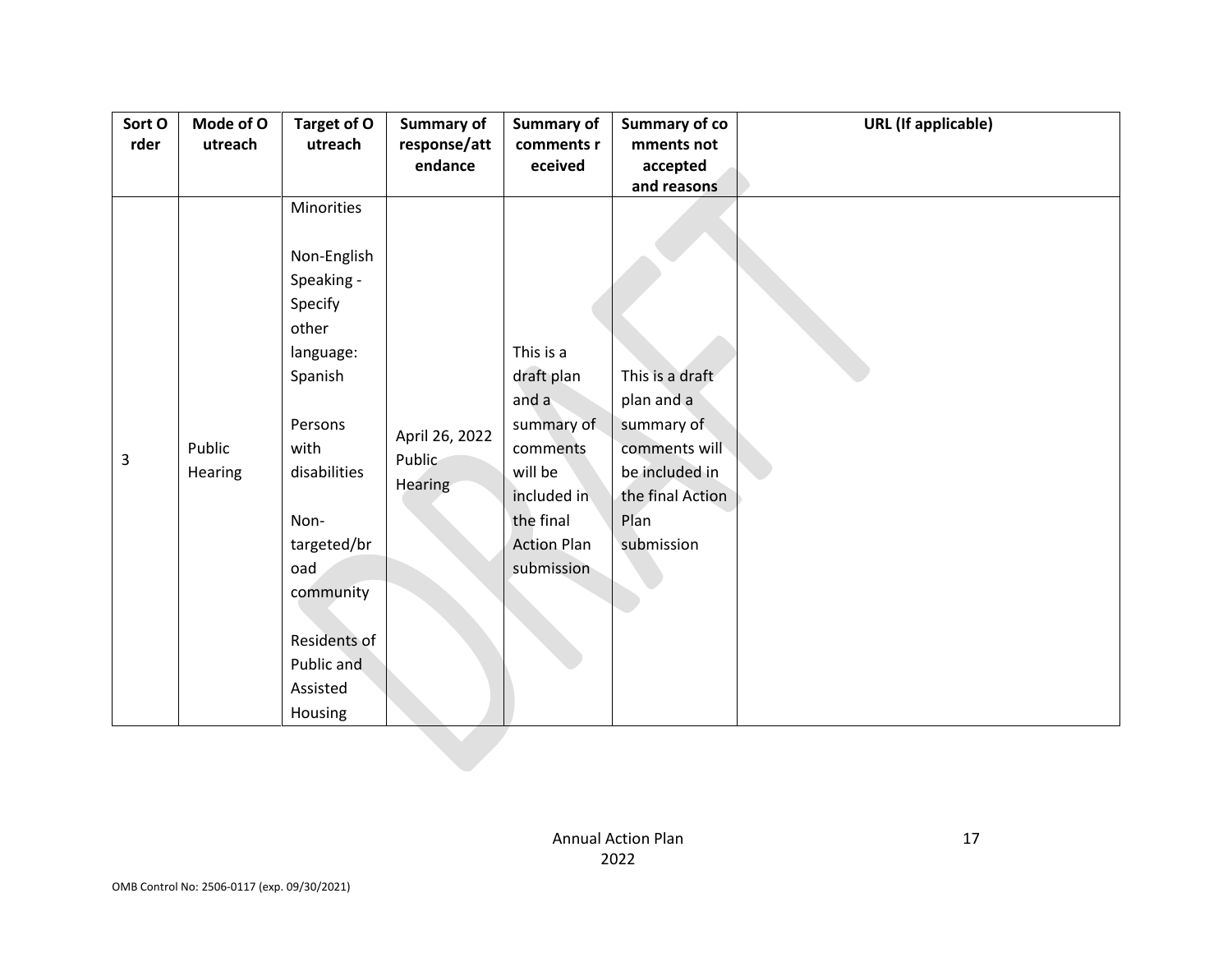| Sort Order | Mode of Outreach | Target of Outreach | Summary of response/attendance | Summary of comments received | Summary of comments not accepted and reasons | URL (If applicable) |
|---|---|---|---|---|---|---|
| 3 | Public Hearing | Minorities<br><br>Non-English Speaking - Specify other language: Spanish<br><br>Persons with disabilities<br><br>Non-targeted/broad community<br><br>Residents of Public and Assisted Housing | April 26, 2022 Public Hearing | This is a draft plan and a summary of comments will be included in the final Action Plan submission | This is a draft plan and a summary of comments will be included in the final Action Plan submission | |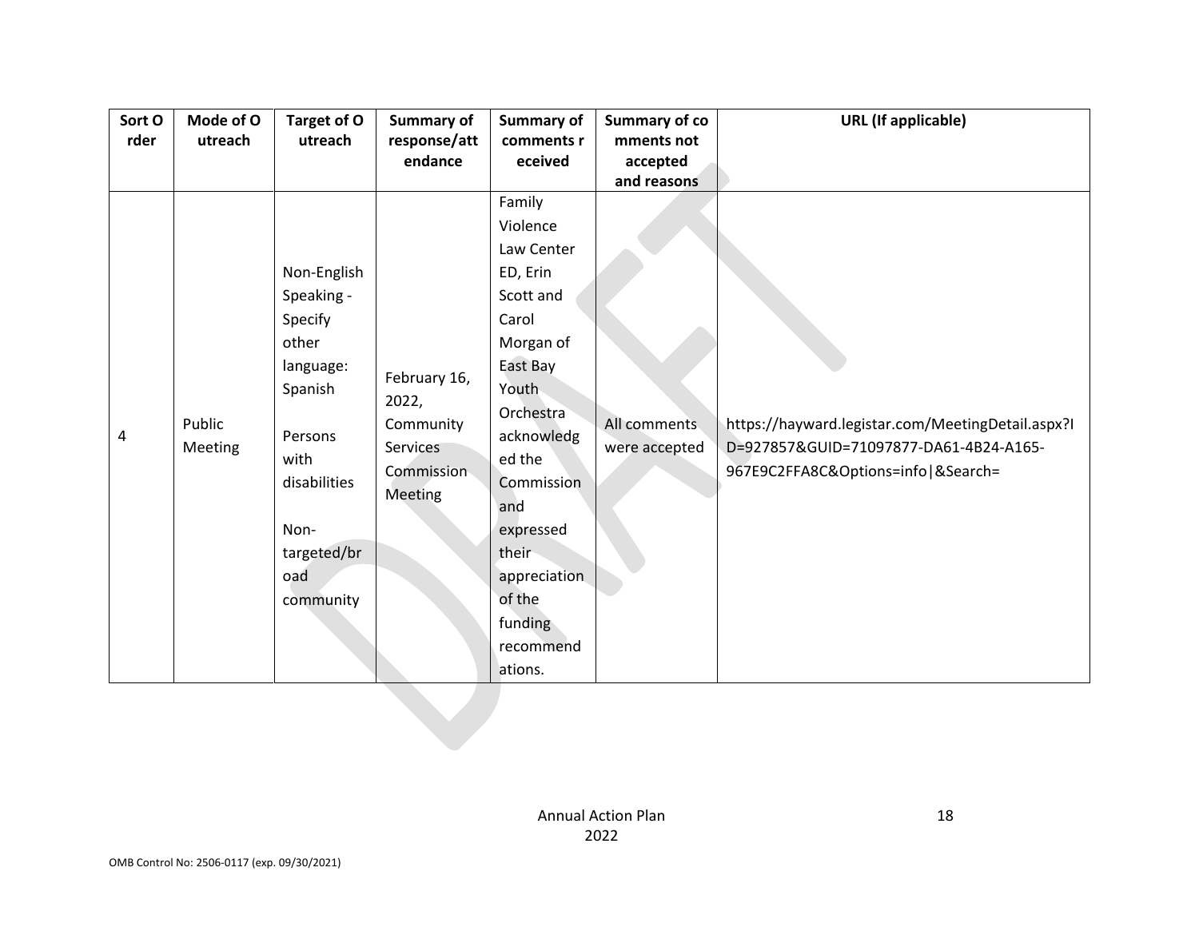| Sort Order | Mode of Outreach | Target of Outreach | Summary of response/attendance | Summary of comments received | Summary of comments not accepted and reasons | URL (If applicable) |
|---|---|---|---|---|---|---|
| 4 | Public Meeting | Non-English Speaking - Specify other language: Spanish<br><br>Persons with disabilities<br><br>Non-targeted/broad community | February 16, 2022, Community Services Commission Meeting | Family Violence Law Center ED, Erin Scott and Carol Morgan of East Bay Youth Orchestra acknowledged the Commission and expressed their appreciation of the funding recommendations. | All comments were accepted | https://hayward.legistar.com/MeetingDetail.aspx?ID=927857&GUID=71097877-DA61-4B24-A165-967E9C2FFA8C&Options=info\|&Search= |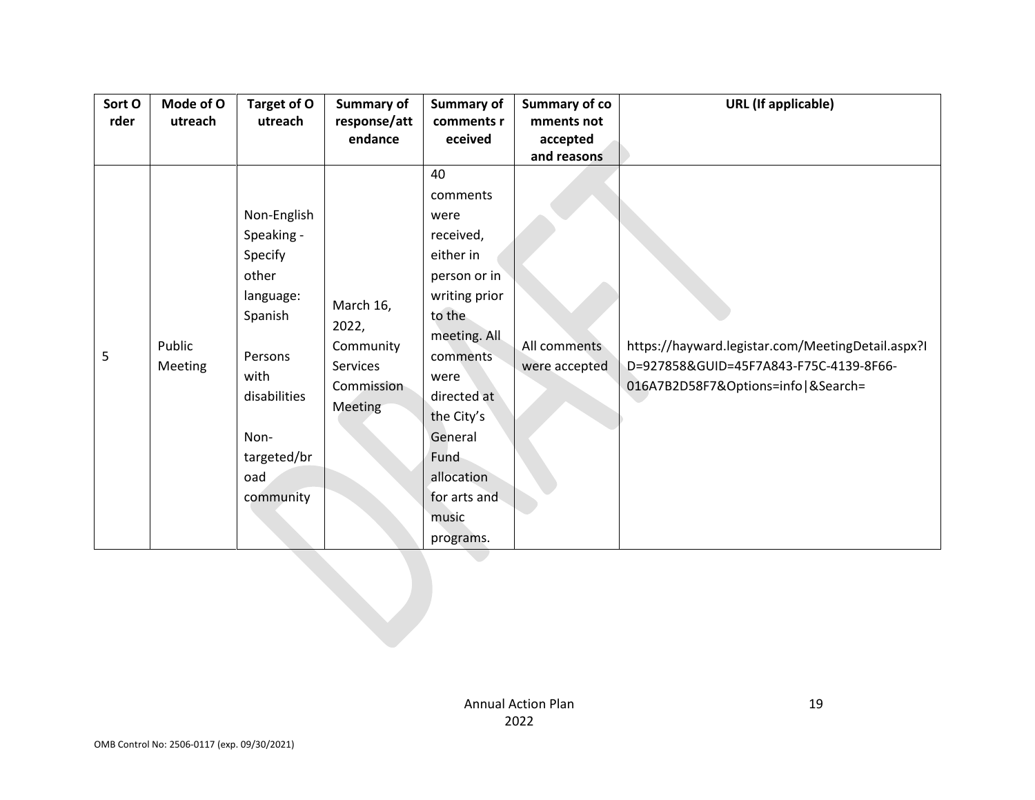| Sort Order | Mode of Outreach | Target of Outreach | Summary of response/attendance | Summary of comments received | Summary of comments not accepted and reasons | URL (If applicable) |
| --- | --- | --- | --- | --- | --- | --- |
| 5 | Public Meeting | Non-English Speaking - Specify other language: Spanish<br><br>Persons with disabilities<br><br>Non-targeted/broad community | March 16, 2022, Community Services Commission Meeting | 40 comments were received, either in person or in writing prior to the meeting. All comments were directed at the City's General Fund allocation for arts and music programs. | All comments were accepted | https://hayward.legistar.com/MeetingDetail.aspx?ID=927858&GUID=45F7A843-F75C-4139-8F66-016A7B2D58F7&Options=info\|&Search= |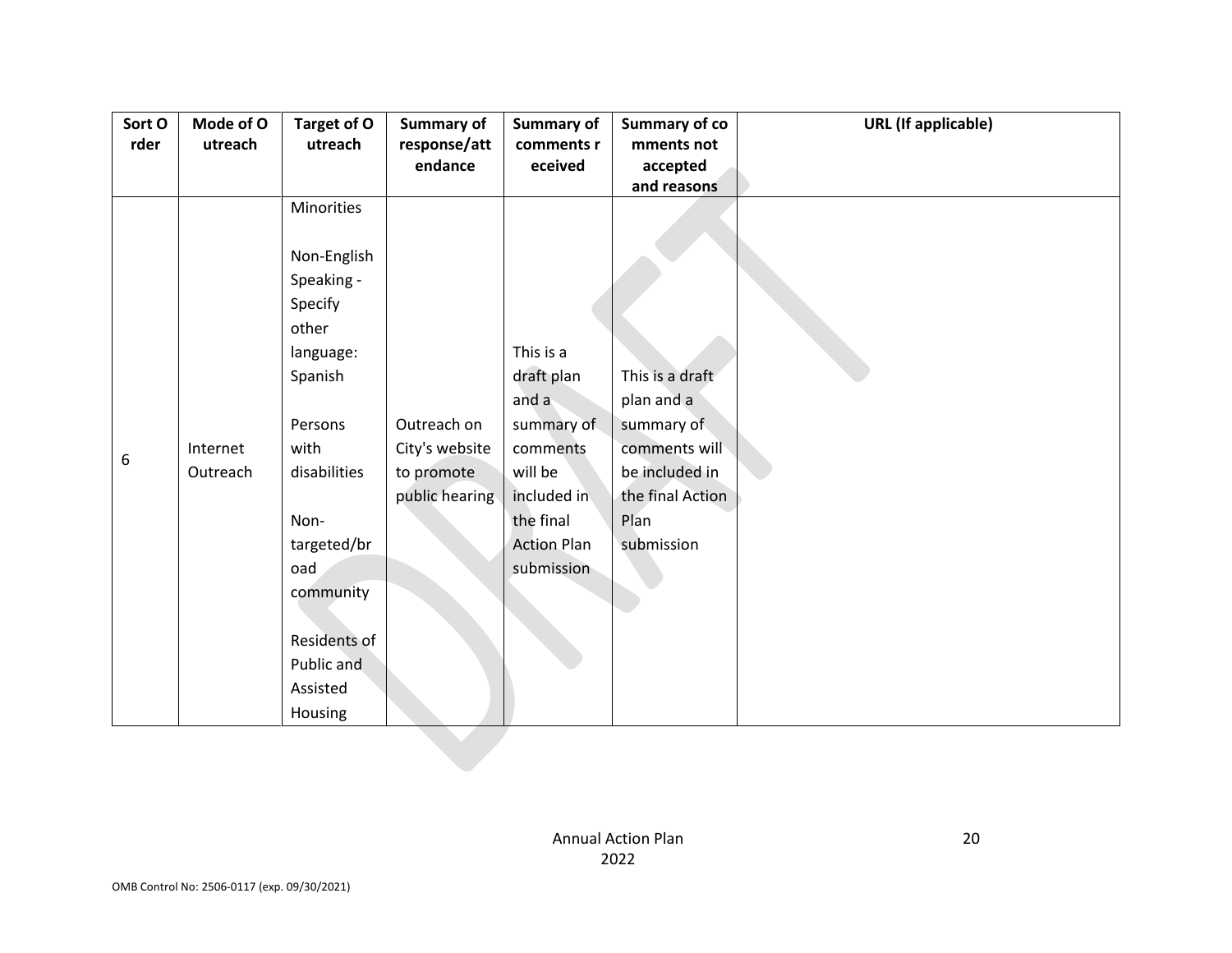| Sort Order | Mode of Outreach | Target of Outreach | Summary of response/attendance | Summary of comments received | Summary of comments not accepted and reasons | URL (If applicable) |
| --- | --- | --- | --- | --- | --- | --- |
| 6 | Internet Outreach | Minorities<br><br>Non-English Speaking - Specify other language: Spanish<br><br>Persons with disabilities<br><br>Non-targeted/broad community<br><br>Residents of Public and Assisted Housing | Outreach on City's website to promote public hearing | This is a draft plan and a summary of comments will be included in the final Action Plan submission | This is a draft plan and a summary of comments will be included in the final Action Plan submission | |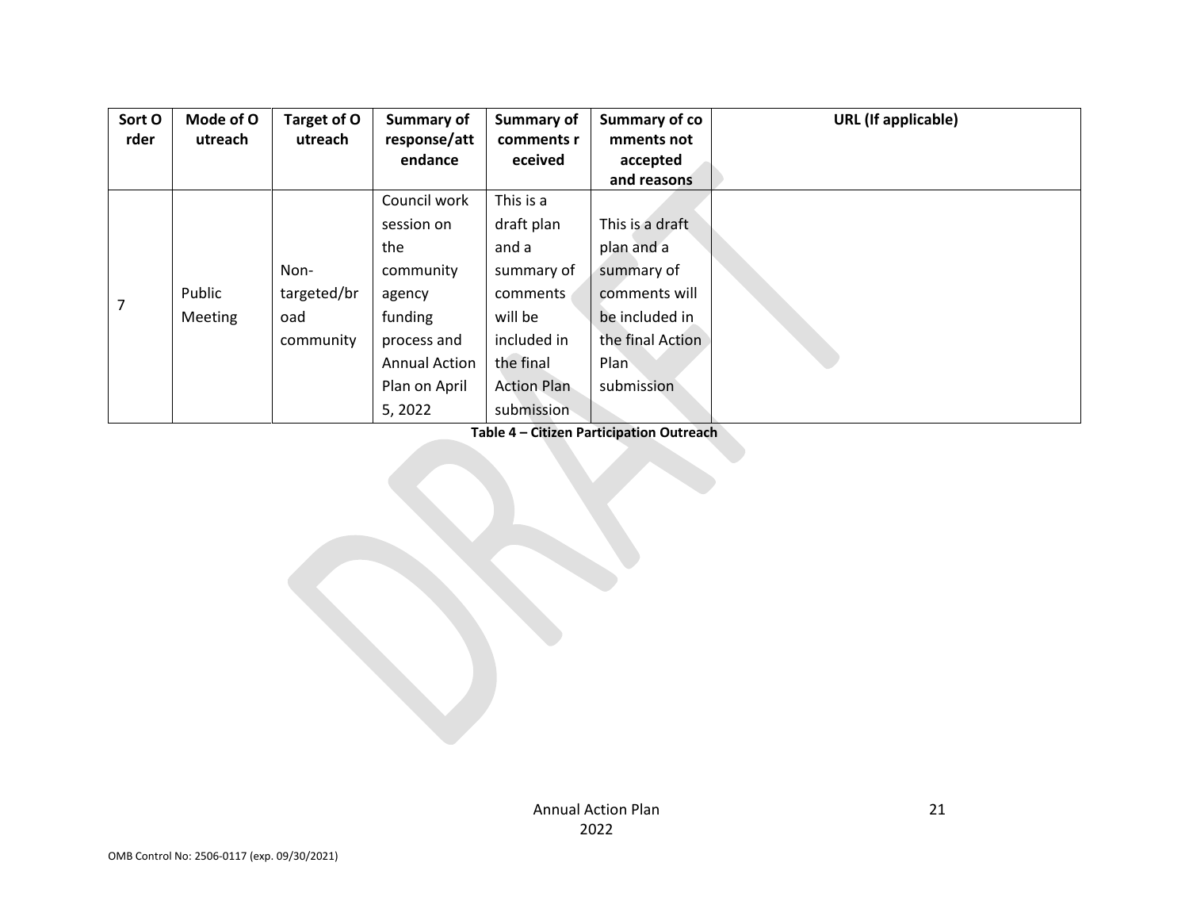| Sort Order | Mode of Outreach | Target of Outreach | Summary of response/attendance | Summary of comments received | Summary of comments not accepted and reasons | URL (If applicable) |
|---|---|---|---|---|---|---|
| 7 | Public Meeting | Non-targeted/broad community | Council work session on the community agency funding process and Annual Action Plan on April 5, 2022 | This is a draft plan and a summary of comments will be included in the final Action Plan submission | This is a draft plan and a summary of comments will be included in the final Action Plan submission | |

**Table 4 – Citizen Participation Outreach**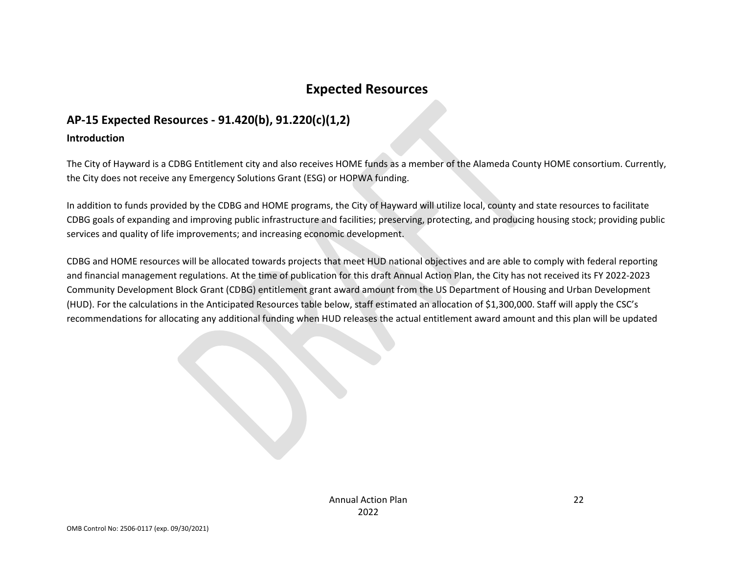# Expected Resources

## AP-15 Expected Resources - 91.420(b), 91.220(c)(1,2)

### Introduction

The City of Hayward is a CDBG Entitlement city and also receives HOME funds as a member of the Alameda County HOME consortium. Currently, the City does not receive any Emergency Solutions Grant (ESG) or HOPWA funding.

In addition to funds provided by the CDBG and HOME programs, the City of Hayward will utilize local, county and state resources to facilitate CDBG goals of expanding and improving public infrastructure and facilities; preserving, protecting, and producing housing stock; providing public services and quality of life improvements; and increasing economic development.

CDBG and HOME resources will be allocated towards projects that meet HUD national objectives and are able to comply with federal reporting and financial management regulations. At the time of publication for this draft Annual Action Plan, the City has not received its FY 2022-2023 Community Development Block Grant (CDBG) entitlement grant award amount from the US Department of Housing and Urban Development (HUD). For the calculations in the Anticipated Resources table below, staff estimated an allocation of $1,300,000. Staff will apply the CSC's recommendations for allocating any additional funding when HUD releases the actual entitlement award amount and this plan will be updated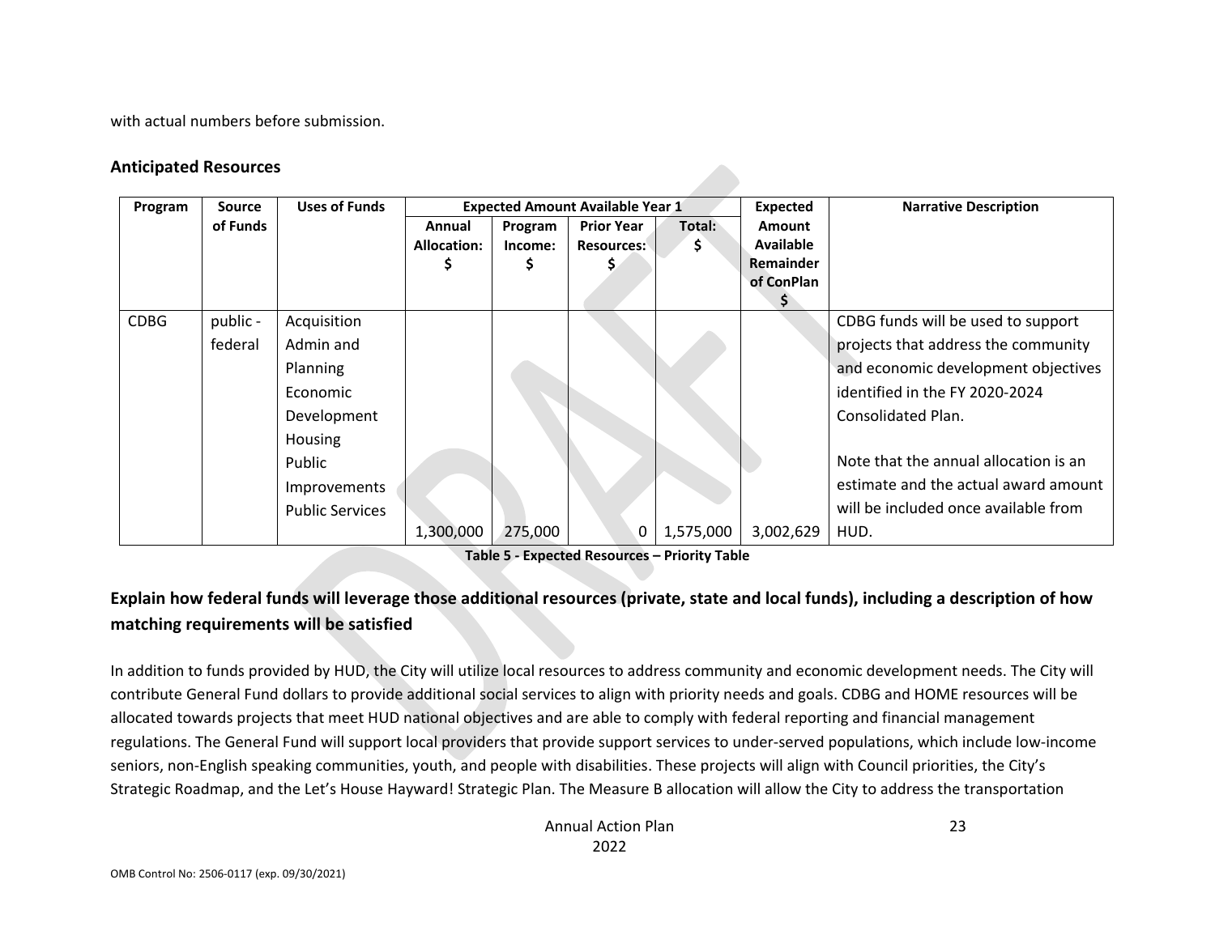with actual numbers before submission.

### Anticipated Resources

| Program | Source of Funds | Uses of Funds | Expected Amount Available Year 1 | | | | Expected Amount Available Remainder of ConPlan $ | Narrative Description |
|---|---|---|---|---|---|---|---|---|
| | | | Annual Allocation: $ | Program Income: $ | Prior Year Resources: $ | Total: $ | | |
| CDBG | public - federal | Acquisition<br>Admin and Planning<br>Economic Development<br>Housing<br>Public Improvements<br>Public Services | 1,300,000 | 275,000 | 0 | 1,575,000 | 3,002,629 | CDBG funds will be used to support projects that address the community and economic development objectives identified in the FY 2020-2024 Consolidated Plan.<br><br>Note that the annual allocation is an estimate and the actual award amount will be included once available from HUD. |

**Table 5 - Expected Resources – Priority Table**

### Explain how federal funds will leverage those additional resources (private, state and local funds), including a description of how matching requirements will be satisfied

In addition to funds provided by HUD, the City will utilize local resources to address community and economic development needs. The City will contribute General Fund dollars to provide additional social services to align with priority needs and goals. CDBG and HOME resources will be allocated towards projects that meet HUD national objectives and are able to comply with federal reporting and financial management regulations. The General Fund will support local providers that provide support services to under-served populations, which include low-income seniors, non-English speaking communities, youth, and people with disabilities. These projects will align with Council priorities, the City's Strategic Roadmap, and the Let's House Hayward! Strategic Plan. The Measure B allocation will allow the City to address the transportation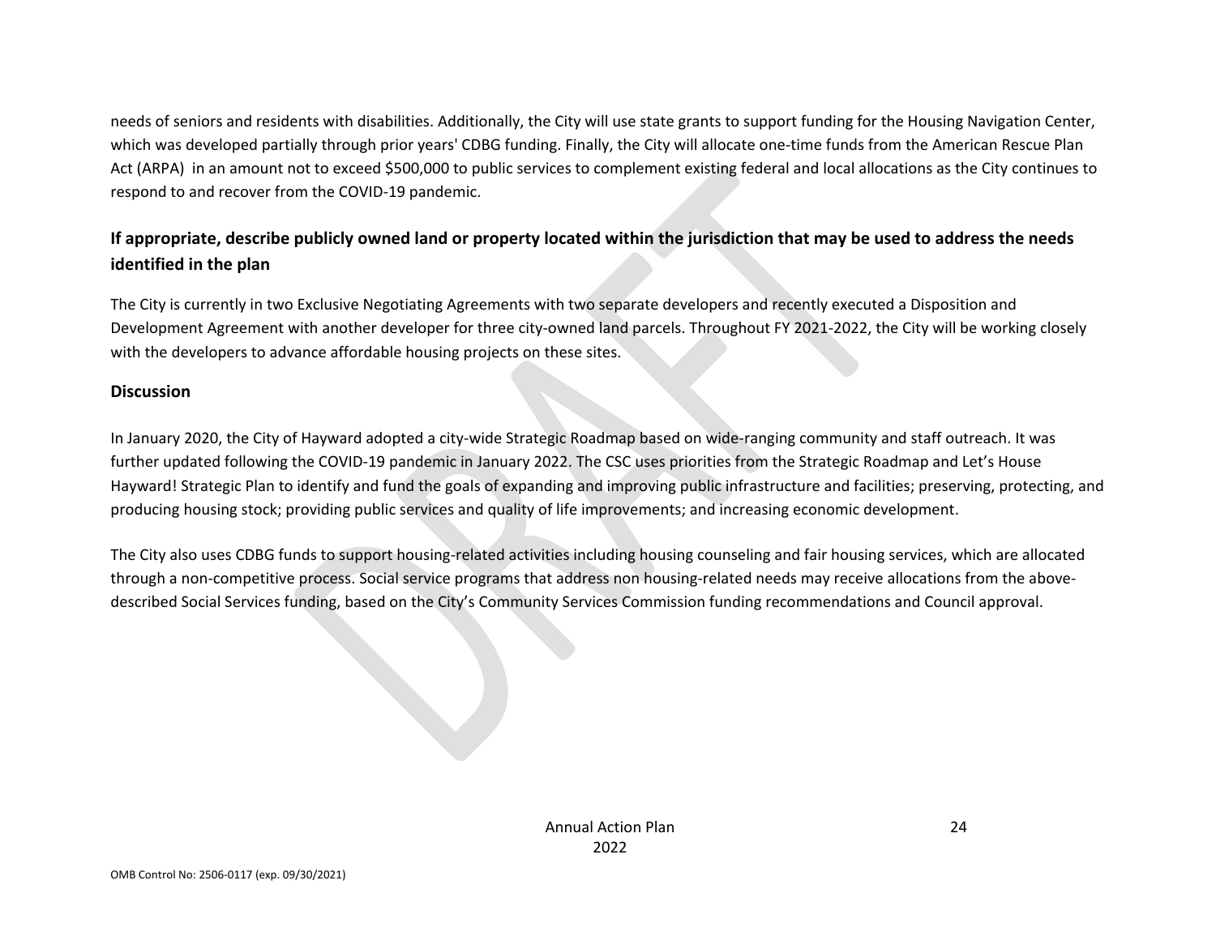needs of seniors and residents with disabilities. Additionally, the City will use state grants to support funding for the Housing Navigation Center, which was developed partially through prior years' CDBG funding. Finally, the City will allocate one-time funds from the American Rescue Plan Act (ARPA)  in an amount not to exceed $500,000 to public services to complement existing federal and local allocations as the City continues to respond to and recover from the COVID-19 pandemic.

## If appropriate, describe publicly owned land or property located within the jurisdiction that may be used to address the needs identified in the plan

The City is currently in two Exclusive Negotiating Agreements with two separate developers and recently executed a Disposition and Development Agreement with another developer for three city-owned land parcels. Throughout FY 2021-2022, the City will be working closely with the developers to advance affordable housing projects on these sites.

## Discussion

In January 2020, the City of Hayward adopted a city-wide Strategic Roadmap based on wide-ranging community and staff outreach. It was further updated following the COVID-19 pandemic in January 2022. The CSC uses priorities from the Strategic Roadmap and Let's House Hayward! Strategic Plan to identify and fund the goals of expanding and improving public infrastructure and facilities; preserving, protecting, and producing housing stock; providing public services and quality of life improvements; and increasing economic development.

The City also uses CDBG funds to support housing-related activities including housing counseling and fair housing services, which are allocated through a non-competitive process. Social service programs that address non housing-related needs may receive allocations from the above-described Social Services funding, based on the City's Community Services Commission funding recommendations and Council approval.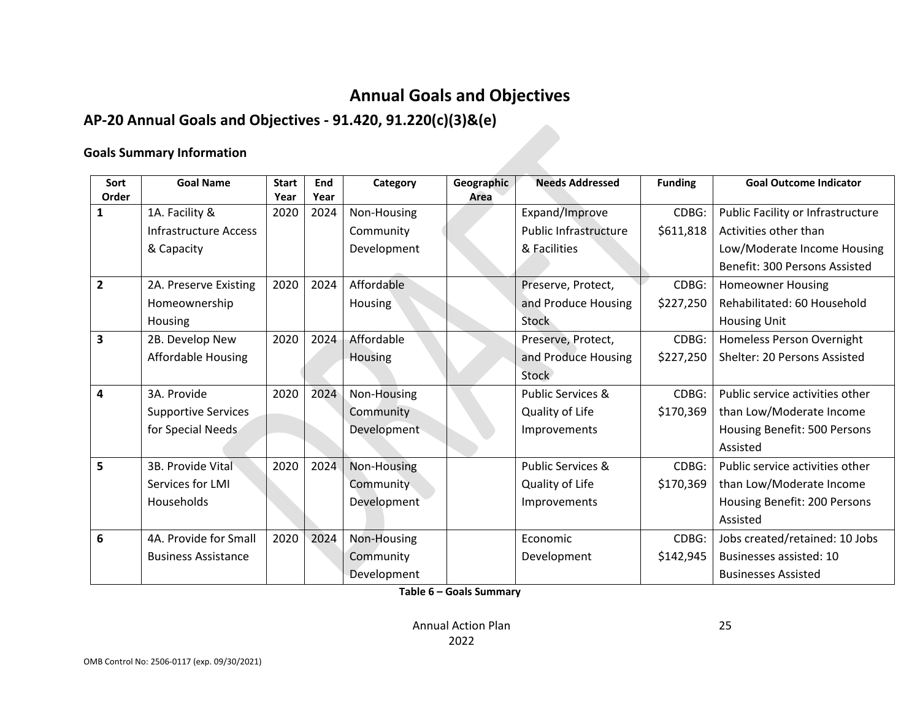# Annual Goals and Objectives

## AP-20 Annual Goals and Objectives - 91.420, 91.220(c)(3)&(e)

### Goals Summary Information

| Sort Order | Goal Name | Start Year | End Year | Category | Geographic Area | Needs Addressed | Funding | Goal Outcome Indicator |
|---|---|---|---|---|---|---|---|---|
| 1 | 1A. Facility & Infrastructure Access & Capacity | 2020 | 2024 | Non-Housing Community Development | | Expand/Improve Public Infrastructure & Facilities | CDBG: $611,818 | Public Facility or Infrastructure Activities other than Low/Moderate Income Housing Benefit: 300 Persons Assisted |
| 2 | 2A. Preserve Existing Homeownership Housing | 2020 | 2024 | Affordable Housing | | Preserve, Protect, and Produce Housing Stock | CDBG: $227,250 | Homeowner Housing Rehabilitated: 60 Household Housing Unit |
| 3 | 2B. Develop New Affordable Housing | 2020 | 2024 | Affordable Housing | | Preserve, Protect, and Produce Housing Stock | CDBG: $227,250 | Homeless Person Overnight Shelter: 20 Persons Assisted |
| 4 | 3A. Provide Supportive Services for Special Needs | 2020 | 2024 | Non-Housing Community Development | | Public Services & Quality of Life Improvements | CDBG: $170,369 | Public service activities other than Low/Moderate Income Housing Benefit: 500 Persons Assisted |
| 5 | 3B. Provide Vital Services for LMI Households | 2020 | 2024 | Non-Housing Community Development | | Public Services & Quality of Life Improvements | CDBG: $170,369 | Public service activities other than Low/Moderate Income Housing Benefit: 200 Persons Assisted |
| 6 | 4A. Provide for Small Business Assistance | 2020 | 2024 | Non-Housing Community Development | | Economic Development | CDBG: $142,945 | Jobs created/retained: 10 Jobs Businesses assisted: 10 Businesses Assisted |

**Table 6 – Goals Summary**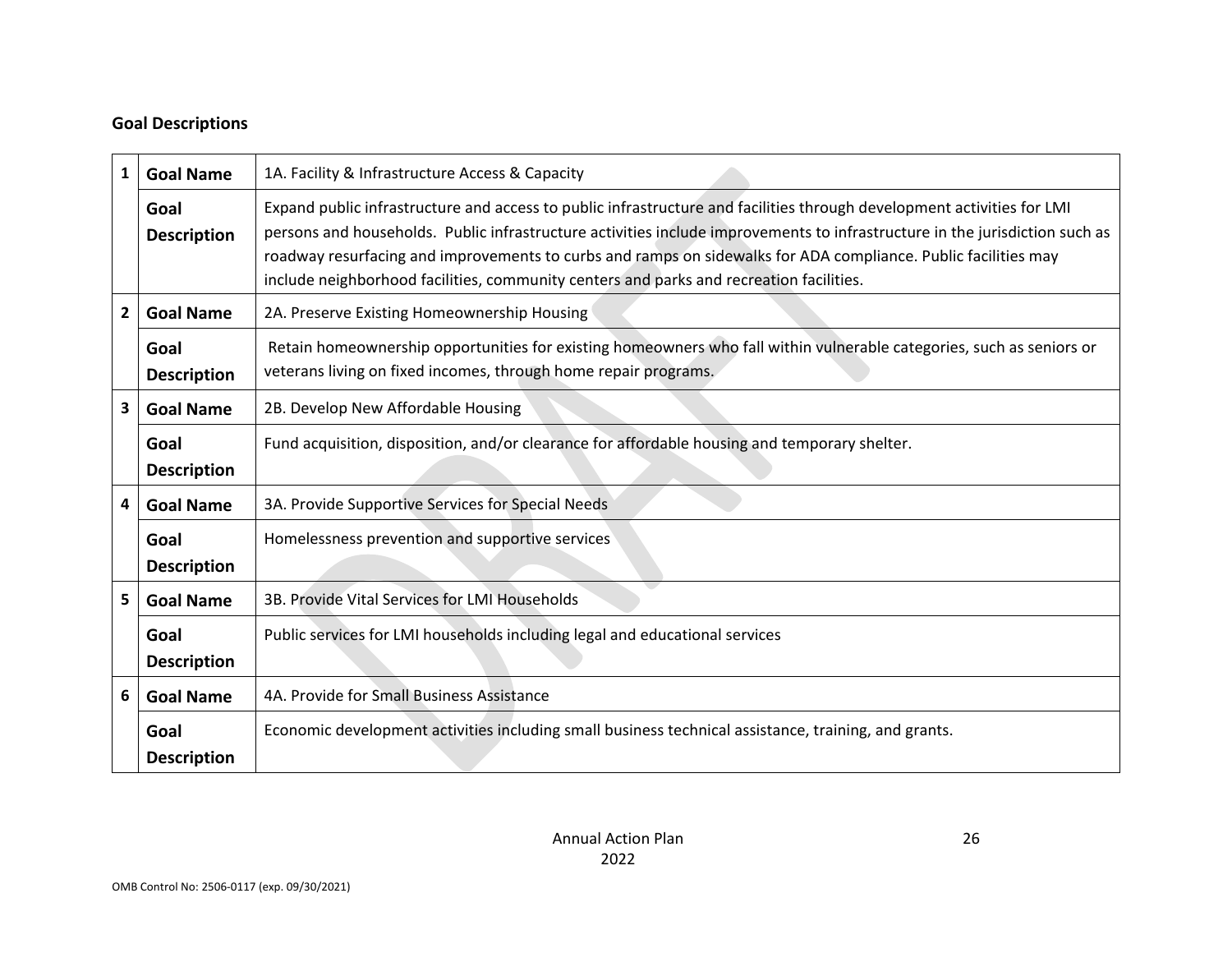**Goal Descriptions**

| | | |
|---|---|---|
| 1 | **Goal Name** | 1A. Facility & Infrastructure Access & Capacity |
| | **Goal Description** | Expand public infrastructure and access to public infrastructure and facilities through development activities for LMI persons and households. Public infrastructure activities include improvements to infrastructure in the jurisdiction such as roadway resurfacing and improvements to curbs and ramps on sidewalks for ADA compliance. Public facilities may include neighborhood facilities, community centers and parks and recreation facilities. |
| 2 | **Goal Name** | 2A. Preserve Existing Homeownership Housing |
| | **Goal Description** | Retain homeownership opportunities for existing homeowners who fall within vulnerable categories, such as seniors or veterans living on fixed incomes, through home repair programs. |
| 3 | **Goal Name** | 2B. Develop New Affordable Housing |
| | **Goal Description** | Fund acquisition, disposition, and/or clearance for affordable housing and temporary shelter. |
| 4 | **Goal Name** | 3A. Provide Supportive Services for Special Needs |
| | **Goal Description** | Homelessness prevention and supportive services |
| 5 | **Goal Name** | 3B. Provide Vital Services for LMI Households |
| | **Goal Description** | Public services for LMI households including legal and educational services |
| 6 | **Goal Name** | 4A. Provide for Small Business Assistance |
| | **Goal Description** | Economic development activities including small business technical assistance, training, and grants. |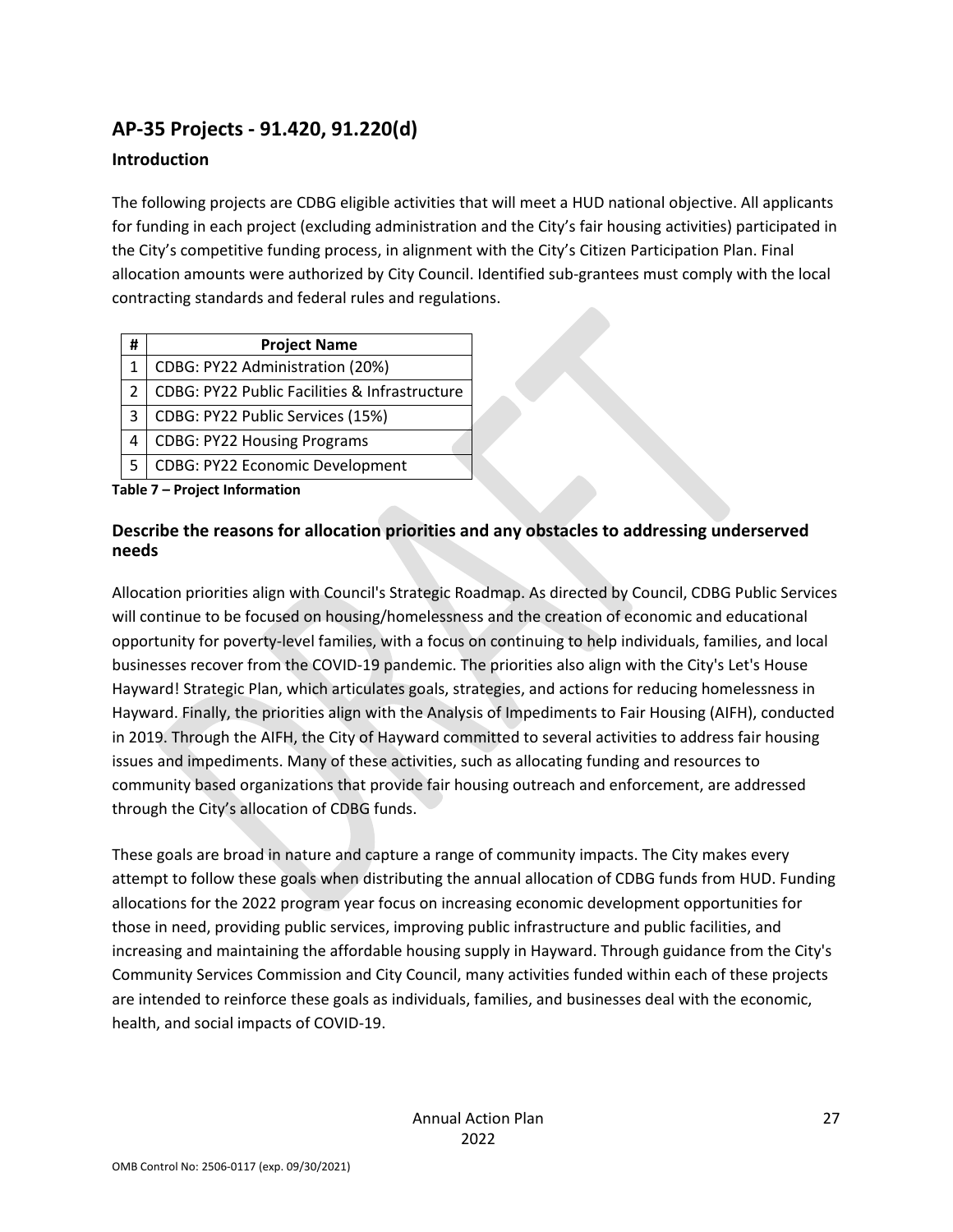## AP-35 Projects - 91.420, 91.220(d)

### Introduction

The following projects are CDBG eligible activities that will meet a HUD national objective. All applicants for funding in each project (excluding administration and the City's fair housing activities) participated in the City's competitive funding process, in alignment with the City's Citizen Participation Plan. Final allocation amounts were authorized by City Council. Identified sub-grantees must comply with the local contracting standards and federal rules and regulations.

| # | Project Name |
|---|---|
| 1 | CDBG: PY22 Administration (20%) |
| 2 | CDBG: PY22 Public Facilities & Infrastructure |
| 3 | CDBG: PY22 Public Services (15%) |
| 4 | CDBG: PY22 Housing Programs |
| 5 | CDBG: PY22 Economic Development |

**Table 7 – Project Information**

### Describe the reasons for allocation priorities and any obstacles to addressing underserved needs

Allocation priorities align with Council's Strategic Roadmap. As directed by Council, CDBG Public Services will continue to be focused on housing/homelessness and the creation of economic and educational opportunity for poverty-level families, with a focus on continuing to help individuals, families, and local businesses recover from the COVID-19 pandemic. The priorities also align with the City's Let's House Hayward! Strategic Plan, which articulates goals, strategies, and actions for reducing homelessness in Hayward. Finally, the priorities align with the Analysis of Impediments to Fair Housing (AIFH), conducted in 2019. Through the AIFH, the City of Hayward committed to several activities to address fair housing issues and impediments. Many of these activities, such as allocating funding and resources to community based organizations that provide fair housing outreach and enforcement, are addressed through the City's allocation of CDBG funds.

These goals are broad in nature and capture a range of community impacts. The City makes every attempt to follow these goals when distributing the annual allocation of CDBG funds from HUD. Funding allocations for the 2022 program year focus on increasing economic development opportunities for those in need, providing public services, improving public infrastructure and public facilities, and increasing and maintaining the affordable housing supply in Hayward. Through guidance from the City's Community Services Commission and City Council, many activities funded within each of these projects are intended to reinforce these goals as individuals, families, and businesses deal with the economic, health, and social impacts of COVID-19.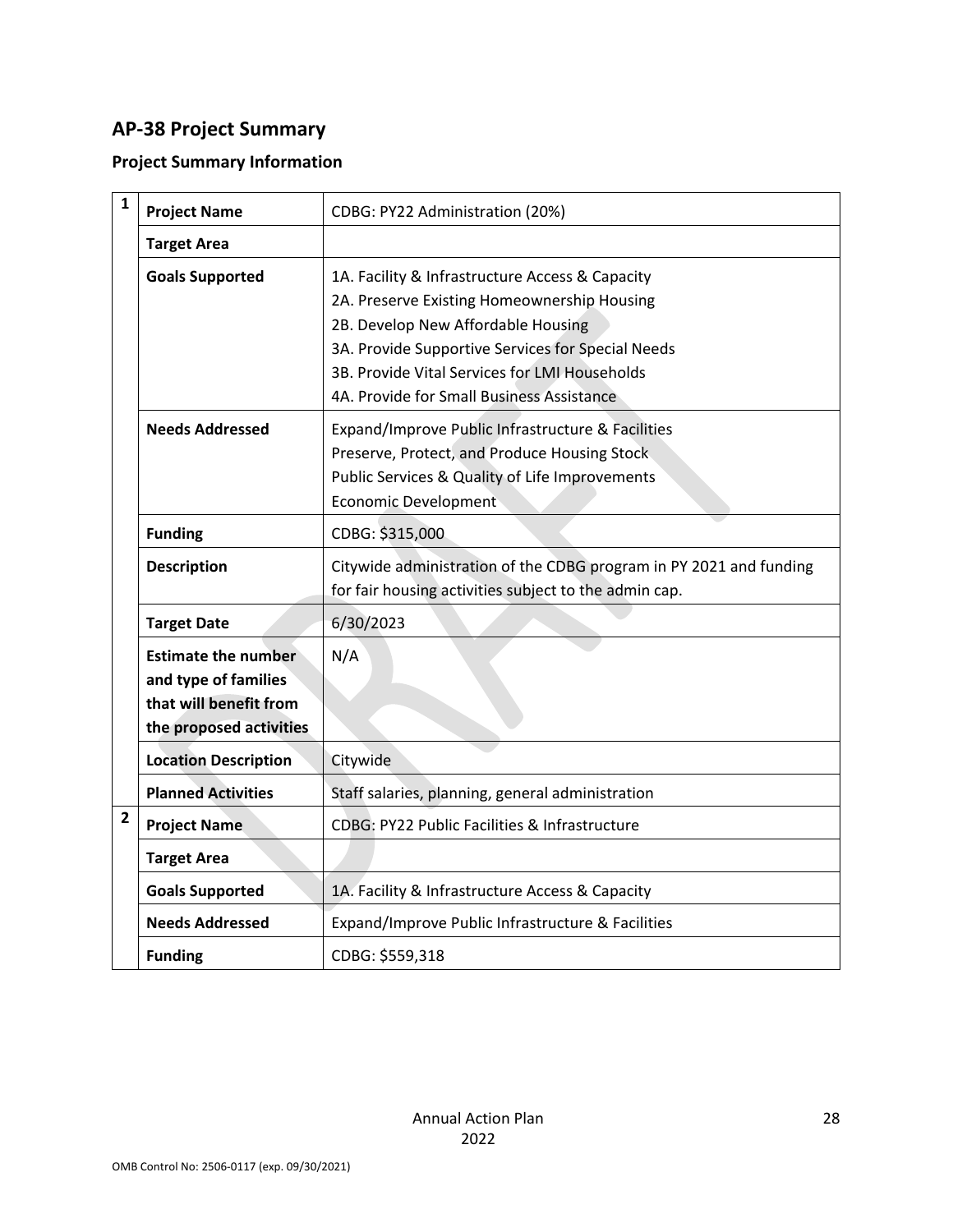## AP-38 Project Summary

### Project Summary Information

| # | Field | Details |
|---|---|---|
| 1 | **Project Name** | CDBG: PY22 Administration (20%) |
| | **Target Area** | |
| | **Goals Supported** | 1A. Facility & Infrastructure Access & Capacity<br>2A. Preserve Existing Homeownership Housing<br>2B. Develop New Affordable Housing<br>3A. Provide Supportive Services for Special Needs<br>3B. Provide Vital Services for LMI Households<br>4A. Provide for Small Business Assistance |
| | **Needs Addressed** | Expand/Improve Public Infrastructure & Facilities<br>Preserve, Protect, and Produce Housing Stock<br>Public Services & Quality of Life Improvements<br>Economic Development |
| | **Funding** | CDBG: $315,000 |
| | **Description** | Citywide administration of the CDBG program in PY 2021 and funding for fair housing activities subject to the admin cap. |
| | **Target Date** | 6/30/2023 |
| | **Estimate the number and type of families that will benefit from the proposed activities** | N/A |
| | **Location Description** | Citywide |
| | **Planned Activities** | Staff salaries, planning, general administration |
| 2 | **Project Name** | CDBG: PY22 Public Facilities & Infrastructure |
| | **Target Area** | |
| | **Goals Supported** | 1A. Facility & Infrastructure Access & Capacity |
| | **Needs Addressed** | Expand/Improve Public Infrastructure & Facilities |
| | **Funding** | CDBG: $559,318 |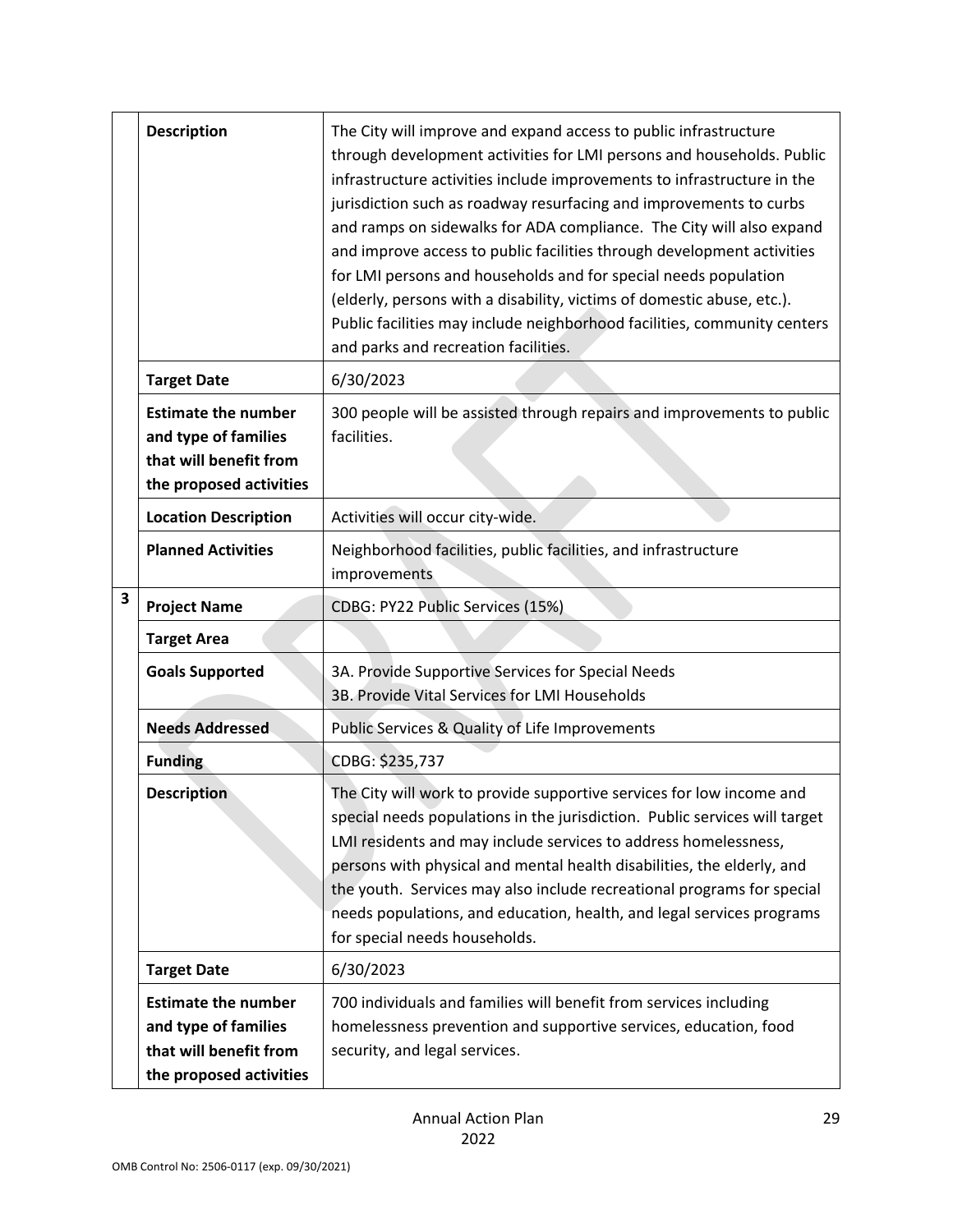| | | |
|---|---|---|
| | **Description** | The City will improve and expand access to public infrastructure through development activities for LMI persons and households. Public infrastructure activities include improvements to infrastructure in the jurisdiction such as roadway resurfacing and improvements to curbs and ramps on sidewalks for ADA compliance. The City will also expand and improve access to public facilities through development activities for LMI persons and households and for special needs population (elderly, persons with a disability, victims of domestic abuse, etc.). Public facilities may include neighborhood facilities, community centers and parks and recreation facilities. |
| | **Target Date** | 6/30/2023 |
| | **Estimate the number and type of families that will benefit from the proposed activities** | 300 people will be assisted through repairs and improvements to public facilities. |
| | **Location Description** | Activities will occur city-wide. |
| | **Planned Activities** | Neighborhood facilities, public facilities, and infrastructure improvements |
| **3** | **Project Name** | CDBG: PY22 Public Services (15%) |
| | **Target Area** | |
| | **Goals Supported** | 3A. Provide Supportive Services for Special Needs<br>3B. Provide Vital Services for LMI Households |
| | **Needs Addressed** | Public Services & Quality of Life Improvements |
| | **Funding** | CDBG: $235,737 |
| | **Description** | The City will work to provide supportive services for low income and special needs populations in the jurisdiction. Public services will target LMI residents and may include services to address homelessness, persons with physical and mental health disabilities, the elderly, and the youth. Services may also include recreational programs for special needs populations, and education, health, and legal services programs for special needs households. |
| | **Target Date** | 6/30/2023 |
| | **Estimate the number and type of families that will benefit from the proposed activities** | 700 individuals and families will benefit from services including homelessness prevention and supportive services, education, food security, and legal services. |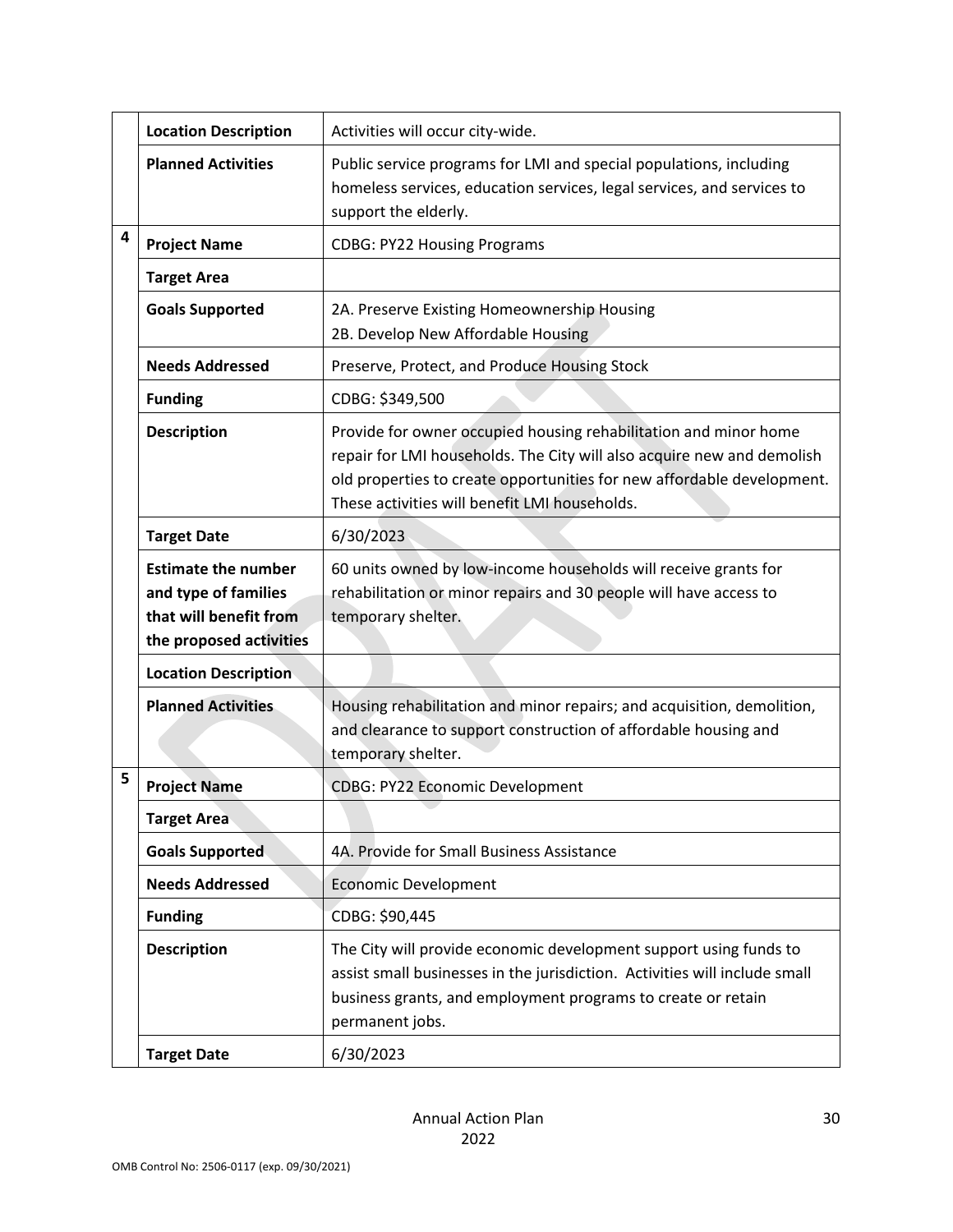| | | |
|---|---|---|
| | **Location Description** | Activities will occur city-wide. |
| | **Planned Activities** | Public service programs for LMI and special populations, including homeless services, education services, legal services, and services to support the elderly. |
| 4 | **Project Name** | CDBG: PY22 Housing Programs |
| | **Target Area** | |
| | **Goals Supported** | 2A. Preserve Existing Homeownership Housing<br>2B. Develop New Affordable Housing |
| | **Needs Addressed** | Preserve, Protect, and Produce Housing Stock |
| | **Funding** | CDBG: $349,500 |
| | **Description** | Provide for owner occupied housing rehabilitation and minor home repair for LMI households. The City will also acquire new and demolish old properties to create opportunities for new affordable development. These activities will benefit LMI households. |
| | **Target Date** | 6/30/2023 |
| | **Estimate the number and type of families that will benefit from the proposed activities** | 60 units owned by low-income households will receive grants for rehabilitation or minor repairs and 30 people will have access to temporary shelter. |
| | **Location Description** | |
| | **Planned Activities** | Housing rehabilitation and minor repairs; and acquisition, demolition, and clearance to support construction of affordable housing and temporary shelter. |
| 5 | **Project Name** | CDBG: PY22 Economic Development |
| | **Target Area** | |
| | **Goals Supported** | 4A. Provide for Small Business Assistance |
| | **Needs Addressed** | Economic Development |
| | **Funding** | CDBG: $90,445 |
| | **Description** | The City will provide economic development support using funds to assist small businesses in the jurisdiction. Activities will include small business grants, and employment programs to create or retain permanent jobs. |
| | **Target Date** | 6/30/2023 |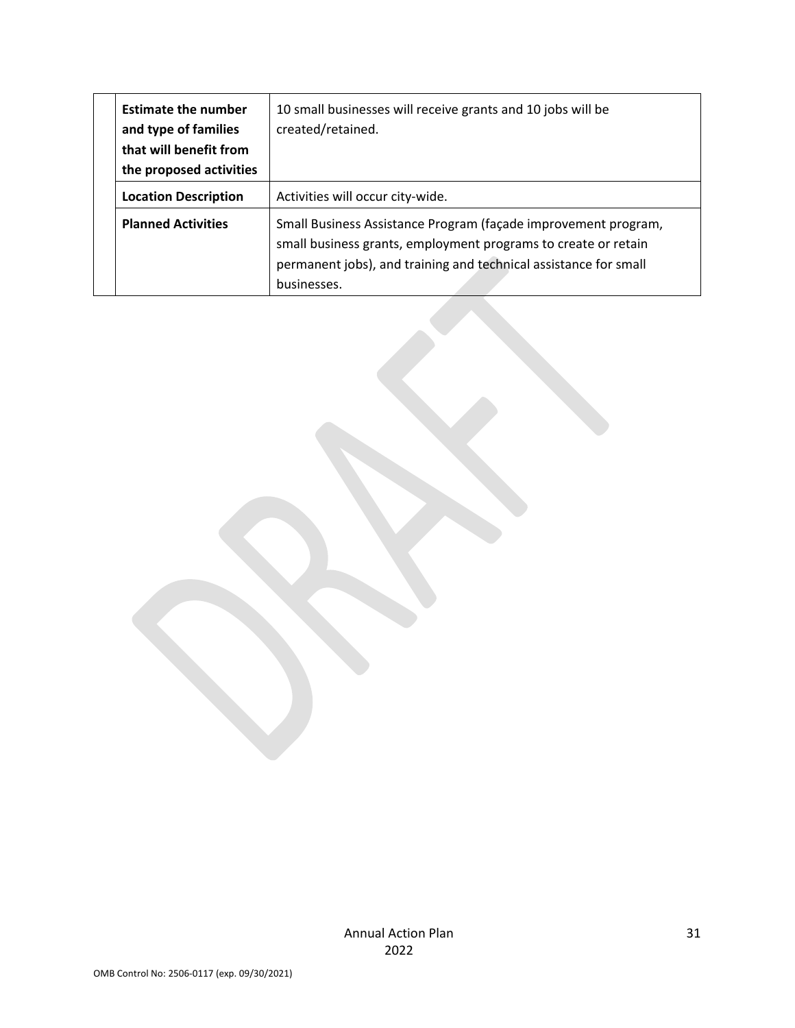| | | |
|---|---|---|
| | **Estimate the number and type of families that will benefit from the proposed activities** | 10 small businesses will receive grants and 10 jobs will be created/retained. |
| | **Location Description** | Activities will occur city-wide. |
| | **Planned Activities** | Small Business Assistance Program (façade improvement program, small business grants, employment programs to create or retain permanent jobs), and training and technical assistance for small businesses. |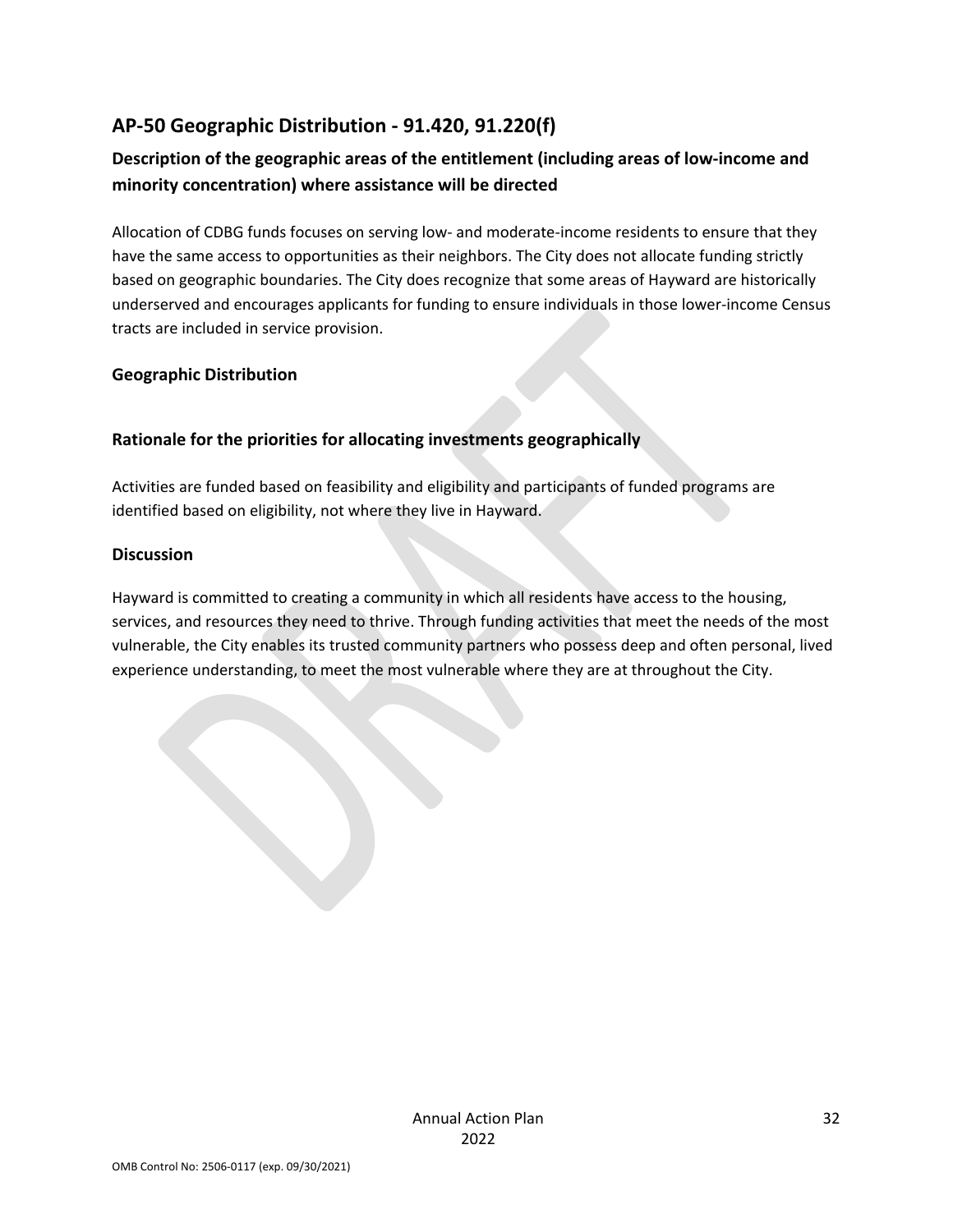## AP-50 Geographic Distribution - 91.420, 91.220(f)

### Description of the geographic areas of the entitlement (including areas of low-income and minority concentration) where assistance will be directed

Allocation of CDBG funds focuses on serving low- and moderate-income residents to ensure that they have the same access to opportunities as their neighbors. The City does not allocate funding strictly based on geographic boundaries. The City does recognize that some areas of Hayward are historically underserved and encourages applicants for funding to ensure individuals in those lower-income Census tracts are included in service provision.

### Geographic Distribution

### Rationale for the priorities for allocating investments geographically

Activities are funded based on feasibility and eligibility and participants of funded programs are identified based on eligibility, not where they live in Hayward.

### Discussion

Hayward is committed to creating a community in which all residents have access to the housing, services, and resources they need to thrive. Through funding activities that meet the needs of the most vulnerable, the City enables its trusted community partners who possess deep and often personal, lived experience understanding, to meet the most vulnerable where they are at throughout the City.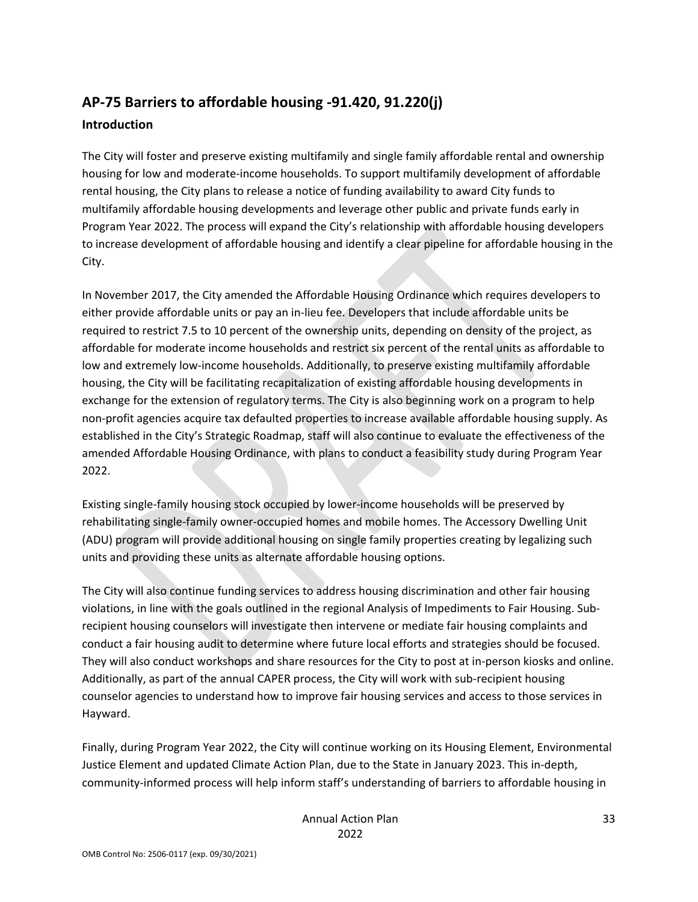## AP-75 Barriers to affordable housing -91.420, 91.220(j)

### Introduction

The City will foster and preserve existing multifamily and single family affordable rental and ownership housing for low and moderate-income households. To support multifamily development of affordable rental housing, the City plans to release a notice of funding availability to award City funds to multifamily affordable housing developments and leverage other public and private funds early in Program Year 2022. The process will expand the City's relationship with affordable housing developers to increase development of affordable housing and identify a clear pipeline for affordable housing in the City.

In November 2017, the City amended the Affordable Housing Ordinance which requires developers to either provide affordable units or pay an in-lieu fee. Developers that include affordable units be required to restrict 7.5 to 10 percent of the ownership units, depending on density of the project, as affordable for moderate income households and restrict six percent of the rental units as affordable to low and extremely low-income households. Additionally, to preserve existing multifamily affordable housing, the City will be facilitating recapitalization of existing affordable housing developments in exchange for the extension of regulatory terms. The City is also beginning work on a program to help non-profit agencies acquire tax defaulted properties to increase available affordable housing supply. As established in the City's Strategic Roadmap, staff will also continue to evaluate the effectiveness of the amended Affordable Housing Ordinance, with plans to conduct a feasibility study during Program Year 2022.

Existing single-family housing stock occupied by lower-income households will be preserved by rehabilitating single-family owner-occupied homes and mobile homes. The Accessory Dwelling Unit (ADU) program will provide additional housing on single family properties creating by legalizing such units and providing these units as alternate affordable housing options.

The City will also continue funding services to address housing discrimination and other fair housing violations, in line with the goals outlined in the regional Analysis of Impediments to Fair Housing. Sub-recipient housing counselors will investigate then intervene or mediate fair housing complaints and conduct a fair housing audit to determine where future local efforts and strategies should be focused. They will also conduct workshops and share resources for the City to post at in-person kiosks and online. Additionally, as part of the annual CAPER process, the City will work with sub-recipient housing counselor agencies to understand how to improve fair housing services and access to those services in Hayward.

Finally, during Program Year 2022, the City will continue working on its Housing Element, Environmental Justice Element and updated Climate Action Plan, due to the State in January 2023. This in-depth, community-informed process will help inform staff's understanding of barriers to affordable housing in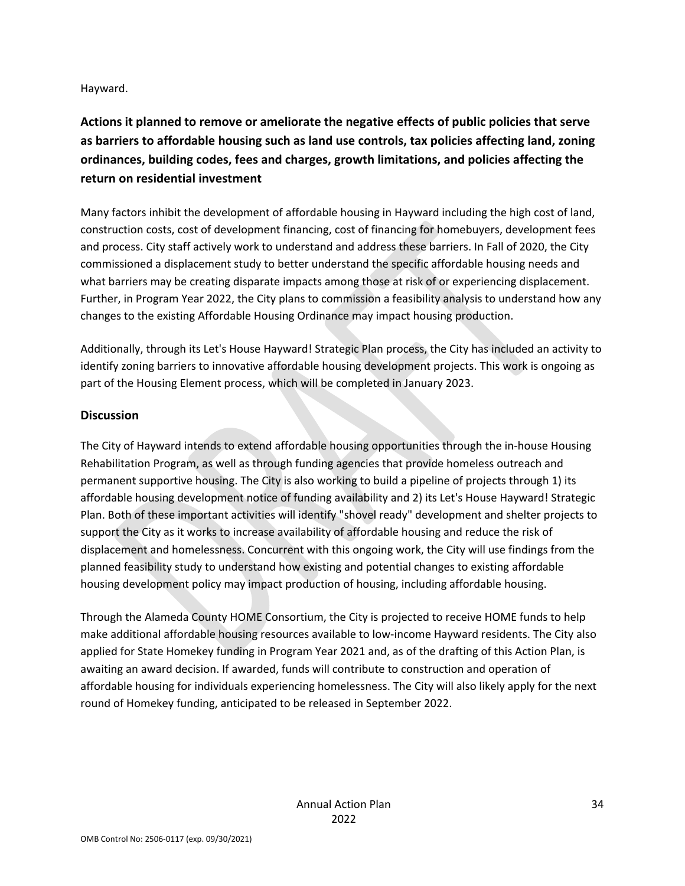Hayward.

### Actions it planned to remove or ameliorate the negative effects of public policies that serve as barriers to affordable housing such as land use controls, tax policies affecting land, zoning ordinances, building codes, fees and charges, growth limitations, and policies affecting the return on residential investment

Many factors inhibit the development of affordable housing in Hayward including the high cost of land, construction costs, cost of development financing, cost of financing for homebuyers, development fees and process. City staff actively work to understand and address these barriers. In Fall of 2020, the City commissioned a displacement study to better understand the specific affordable housing needs and what barriers may be creating disparate impacts among those at risk of or experiencing displacement. Further, in Program Year 2022, the City plans to commission a feasibility analysis to understand how any changes to the existing Affordable Housing Ordinance may impact housing production.

Additionally, through its Let's House Hayward! Strategic Plan process, the City has included an activity to identify zoning barriers to innovative affordable housing development projects. This work is ongoing as part of the Housing Element process, which will be completed in January 2023.

### Discussion

The City of Hayward intends to extend affordable housing opportunities through the in-house Housing Rehabilitation Program, as well as through funding agencies that provide homeless outreach and permanent supportive housing. The City is also working to build a pipeline of projects through 1) its affordable housing development notice of funding availability and 2) its Let's House Hayward! Strategic Plan. Both of these important activities will identify "shovel ready" development and shelter projects to support the City as it works to increase availability of affordable housing and reduce the risk of displacement and homelessness. Concurrent with this ongoing work, the City will use findings from the planned feasibility study to understand how existing and potential changes to existing affordable housing development policy may impact production of housing, including affordable housing.

Through the Alameda County HOME Consortium, the City is projected to receive HOME funds to help make additional affordable housing resources available to low-income Hayward residents. The City also applied for State Homekey funding in Program Year 2021 and, as of the drafting of this Action Plan, is awaiting an award decision. If awarded, funds will contribute to construction and operation of affordable housing for individuals experiencing homelessness. The City will also likely apply for the next round of Homekey funding, anticipated to be released in September 2022.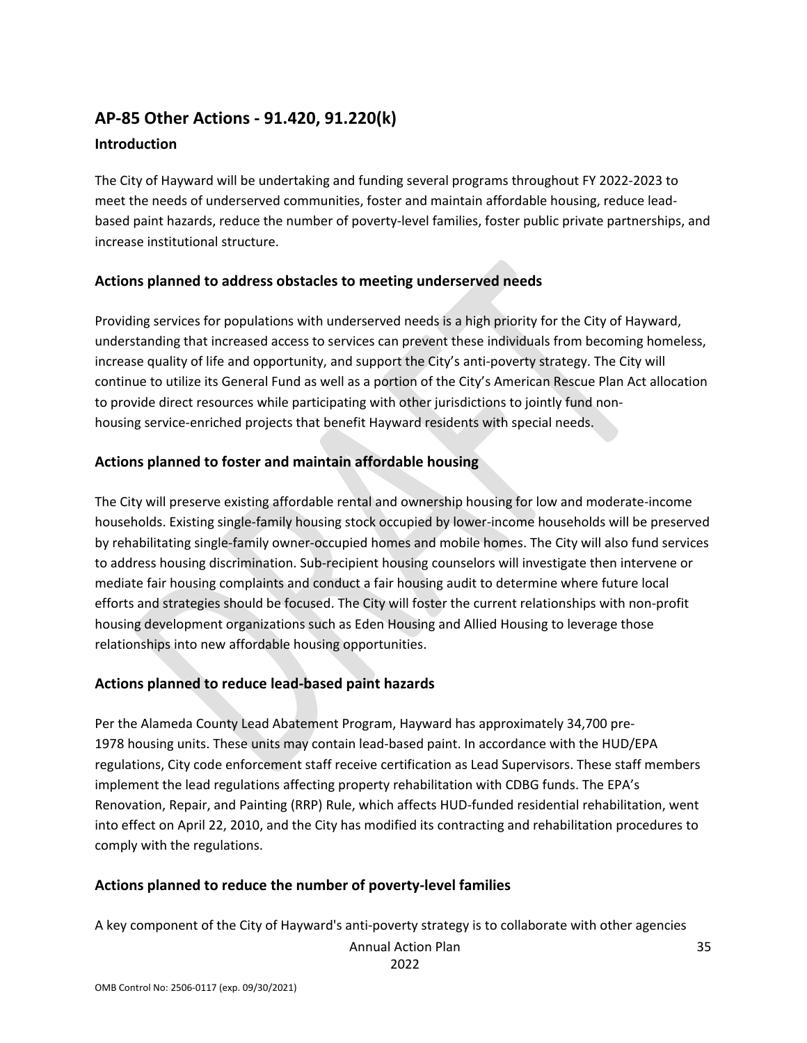## AP-85 Other Actions - 91.420, 91.220(k)

### Introduction

The City of Hayward will be undertaking and funding several programs throughout FY 2022-2023 to meet the needs of underserved communities, foster and maintain affordable housing, reduce lead-based paint hazards, reduce the number of poverty-level families, foster public private partnerships, and increase institutional structure.

### Actions planned to address obstacles to meeting underserved needs

Providing services for populations with underserved needs is a high priority for the City of Hayward, understanding that increased access to services can prevent these individuals from becoming homeless, increase quality of life and opportunity, and support the City's anti-poverty strategy. The City will continue to utilize its General Fund as well as a portion of the City's American Rescue Plan Act allocation to provide direct resources while participating with other jurisdictions to jointly fund non-housing service-enriched projects that benefit Hayward residents with special needs.

### Actions planned to foster and maintain affordable housing

The City will preserve existing affordable rental and ownership housing for low and moderate-income households. Existing single-family housing stock occupied by lower-income households will be preserved by rehabilitating single-family owner-occupied homes and mobile homes. The City will also fund services to address housing discrimination. Sub-recipient housing counselors will investigate then intervene or mediate fair housing complaints and conduct a fair housing audit to determine where future local efforts and strategies should be focused. The City will foster the current relationships with non-profit housing development organizations such as Eden Housing and Allied Housing to leverage those relationships into new affordable housing opportunities.

### Actions planned to reduce lead-based paint hazards

Per the Alameda County Lead Abatement Program, Hayward has approximately 34,700 pre-1978 housing units. These units may contain lead-based paint. In accordance with the HUD/EPA regulations, City code enforcement staff receive certification as Lead Supervisors. These staff members implement the lead regulations affecting property rehabilitation with CDBG funds. The EPA's Renovation, Repair, and Painting (RRP) Rule, which affects HUD-funded residential rehabilitation, went into effect on April 22, 2010, and the City has modified its contracting and rehabilitation procedures to comply with the regulations.

### Actions planned to reduce the number of poverty-level families

A key component of the City of Hayward's anti-poverty strategy is to collaborate with other agencies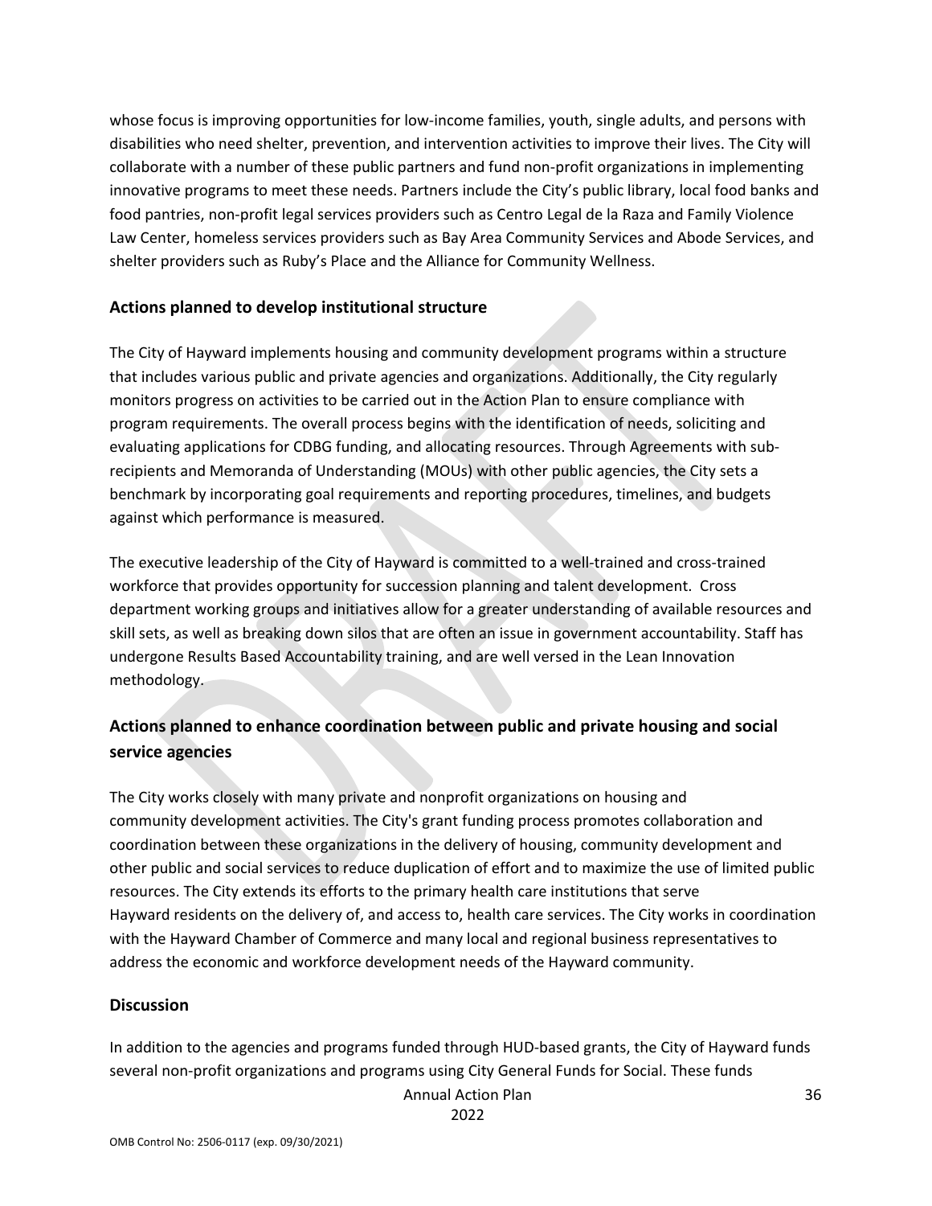whose focus is improving opportunities for low-income families, youth, single adults, and persons with disabilities who need shelter, prevention, and intervention activities to improve their lives. The City will collaborate with a number of these public partners and fund non-profit organizations in implementing innovative programs to meet these needs. Partners include the City's public library, local food banks and food pantries, non-profit legal services providers such as Centro Legal de la Raza and Family Violence Law Center, homeless services providers such as Bay Area Community Services and Abode Services, and shelter providers such as Ruby's Place and the Alliance for Community Wellness.

### Actions planned to develop institutional structure

The City of Hayward implements housing and community development programs within a structure that includes various public and private agencies and organizations. Additionally, the City regularly monitors progress on activities to be carried out in the Action Plan to ensure compliance with program requirements. The overall process begins with the identification of needs, soliciting and evaluating applications for CDBG funding, and allocating resources. Through Agreements with sub-recipients and Memoranda of Understanding (MOUs) with other public agencies, the City sets a benchmark by incorporating goal requirements and reporting procedures, timelines, and budgets against which performance is measured.

The executive leadership of the City of Hayward is committed to a well-trained and cross-trained workforce that provides opportunity for succession planning and talent development. Cross department working groups and initiatives allow for a greater understanding of available resources and skill sets, as well as breaking down silos that are often an issue in government accountability. Staff has undergone Results Based Accountability training, and are well versed in the Lean Innovation methodology.

### Actions planned to enhance coordination between public and private housing and social service agencies

The City works closely with many private and nonprofit organizations on housing and community development activities. The City's grant funding process promotes collaboration and coordination between these organizations in the delivery of housing, community development and other public and social services to reduce duplication of effort and to maximize the use of limited public resources. The City extends its efforts to the primary health care institutions that serve Hayward residents on the delivery of, and access to, health care services. The City works in coordination with the Hayward Chamber of Commerce and many local and regional business representatives to address the economic and workforce development needs of the Hayward community.

### Discussion

In addition to the agencies and programs funded through HUD-based grants, the City of Hayward funds several non-profit organizations and programs using City General Funds for Social. These funds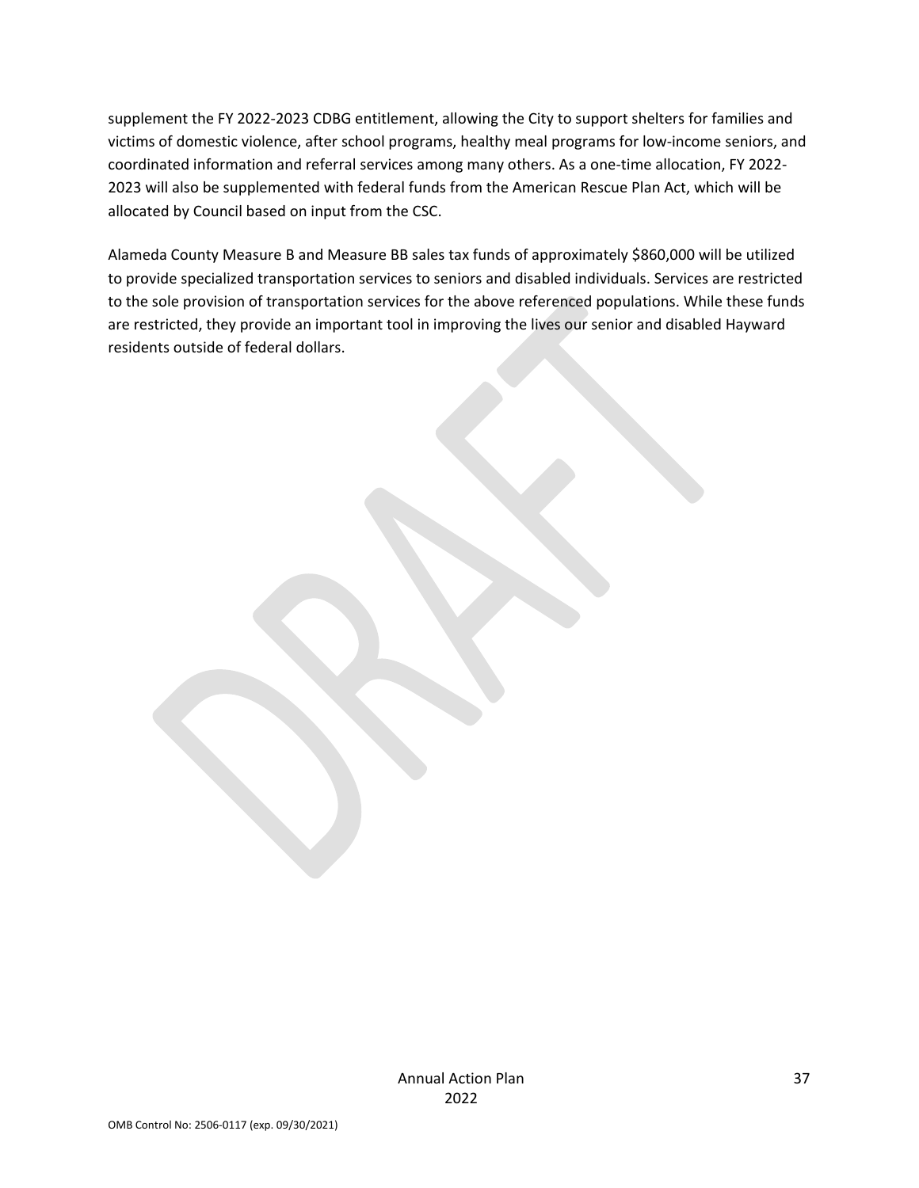supplement the FY 2022-2023 CDBG entitlement, allowing the City to support shelters for families and victims of domestic violence, after school programs, healthy meal programs for low-income seniors, and coordinated information and referral services among many others. As a one-time allocation, FY 2022-2023 will also be supplemented with federal funds from the American Rescue Plan Act, which will be allocated by Council based on input from the CSC.

Alameda County Measure B and Measure BB sales tax funds of approximately $860,000 will be utilized to provide specialized transportation services to seniors and disabled individuals. Services are restricted to the sole provision of transportation services for the above referenced populations. While these funds are restricted, they provide an important tool in improving the lives our senior and disabled Hayward residents outside of federal dollars.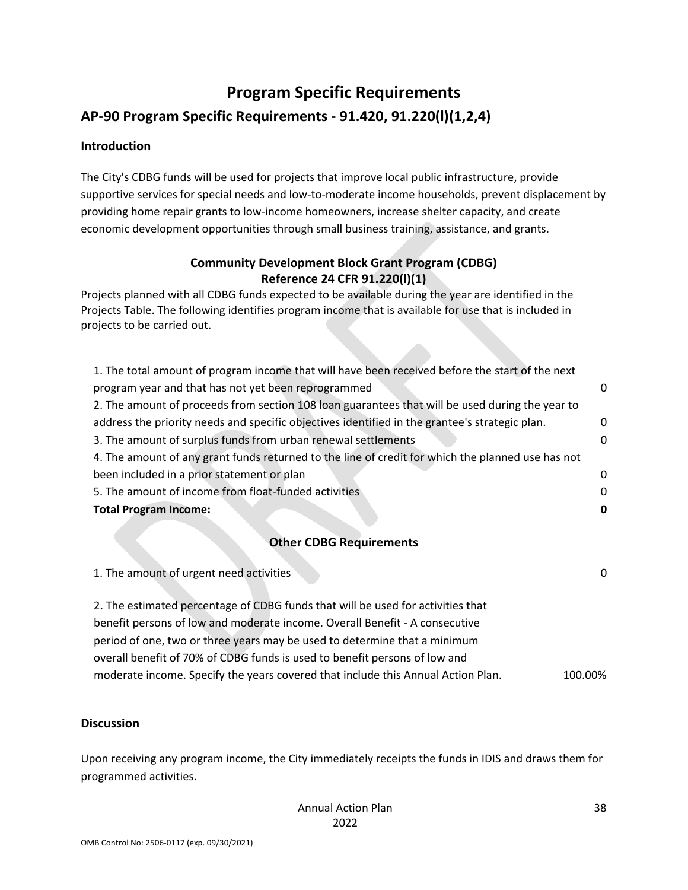# Program Specific Requirements

## AP-90 Program Specific Requirements - 91.420, 91.220(l)(1,2,4)

### Introduction

The City's CDBG funds will be used for projects that improve local public infrastructure, provide supportive services for special needs and low-to-moderate income households, prevent displacement by providing home repair grants to low-income homeowners, increase shelter capacity, and create economic development opportunities through small business training, assistance, and grants.

**Community Development Block Grant Program (CDBG)**
**Reference 24 CFR 91.220(l)(1)**

Projects planned with all CDBG funds expected to be available during the year are identified in the Projects Table. The following identifies program income that is available for use that is included in projects to be carried out.

| | |
|---|---|
| 1. The total amount of program income that will have been received before the start of the next program year and that has not yet been reprogrammed | 0 |
| 2. The amount of proceeds from section 108 loan guarantees that will be used during the year to address the priority needs and specific objectives identified in the grantee's strategic plan. | 0 |
| 3. The amount of surplus funds from urban renewal settlements | 0 |
| 4. The amount of any grant funds returned to the line of credit for which the planned use has not been included in a prior statement or plan | 0 |
| 5. The amount of income from float-funded activities | 0 |
| **Total Program Income:** | **0** |

**Other CDBG Requirements**

| | |
|---|---|
| 1. The amount of urgent need activities | 0 |
| 2. The estimated percentage of CDBG funds that will be used for activities that benefit persons of low and moderate income. Overall Benefit - A consecutive period of one, two or three years may be used to determine that a minimum overall benefit of 70% of CDBG funds is used to benefit persons of low and moderate income. Specify the years covered that include this Annual Action Plan. | 100.00% |

### Discussion

Upon receiving any program income, the City immediately receipts the funds in IDIS and draws them for programmed activities.